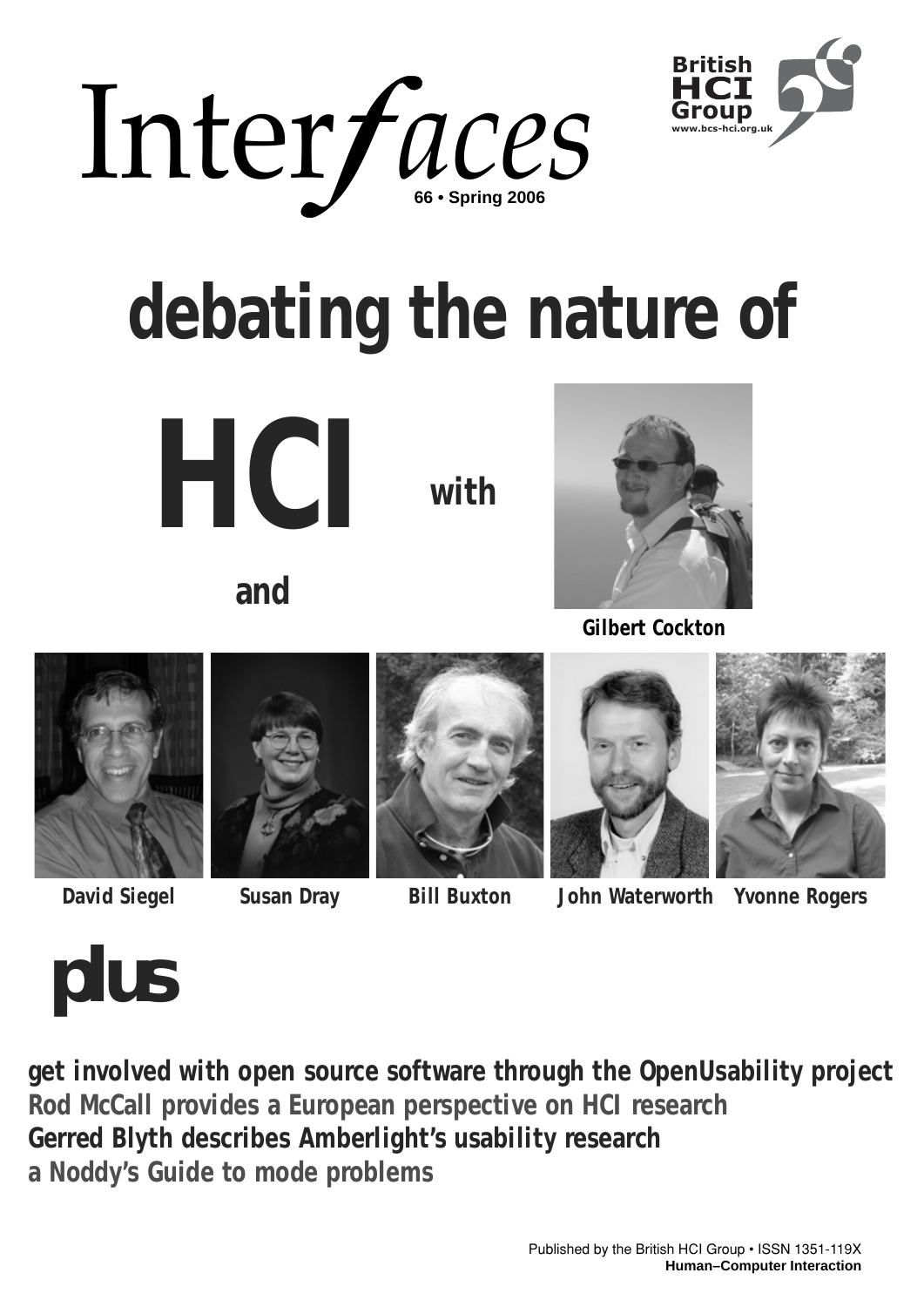# Interfaces

66 • Spring 2006

British HCI Group
www.bcs-hci.org.uk

# debating the nature of HCI

with

Gilbert Cockton

and

David Siegel · Susan Dray · Bill Buxton · John Waterworth · Yvonne Rogers

## plus

**get involved with open source software through the OpenUsability project**

**Rod McCall provides a European perspective on HCI research**

**Gerred Blyth describes Amberlight's usability research**

**a Noddy's Guide to mode problems**

Published by the British HCI Group • ISSN 1351-119X
**Human–Computer Interaction**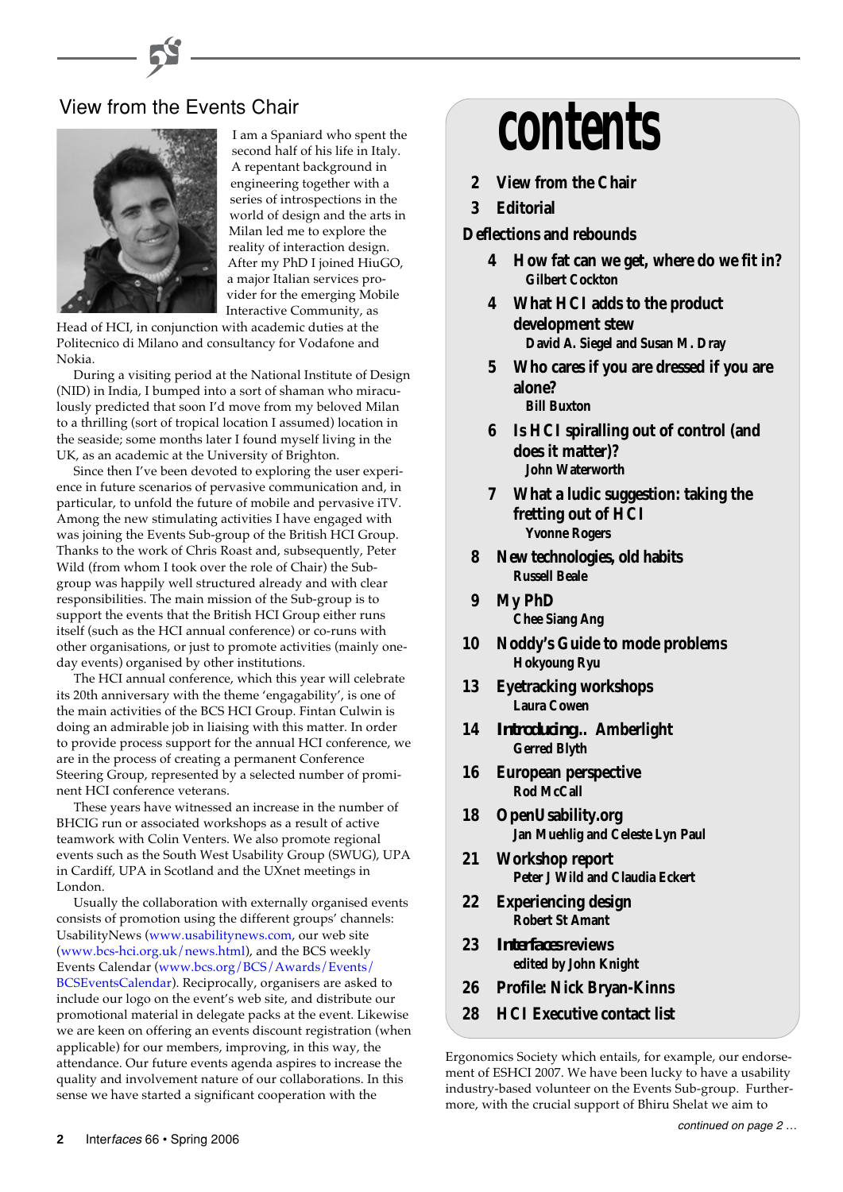## View from the Events Chair

I am a Spaniard who spent the second half of his life in Italy. A repentant background in engineering together with a series of introspections in the world of design and the arts in Milan led me to explore the reality of interaction design. After my PhD I joined HiuGO, a major Italian services provider for the emerging Mobile Interactive Community, as Head of HCI, in conjunction with academic duties at the Politecnico di Milano and consultancy for Vodafone and Nokia.

During a visiting period at the National Institute of Design (NID) in India, I bumped into a sort of shaman who miraculously predicted that soon I'd move from my beloved Milan to a thrilling (sort of tropical location I assumed) location in the seaside; some months later I found myself living in the UK, as an academic at the University of Brighton.

Since then I've been devoted to exploring the user experience in future scenarios of pervasive communication and, in particular, to unfold the future of mobile and pervasive iTV. Among the new stimulating activities I have engaged with was joining the Events Sub-group of the British HCI Group. Thanks to the work of Chris Roast and, subsequently, Peter Wild (from whom I took over the role of Chair) the Sub-group was happily well structured already and with clear responsibilities. The main mission of the Sub-group is to support the events that the British HCI Group either runs itself (such as the HCI annual conference) or co-runs with other organisations, or just to promote activities (mainly one-day events) organised by other institutions.

The HCI annual conference, which this year will celebrate its 20th anniversary with the theme 'engagability', is one of the main activities of the BCS HCI Group. Fintan Culwin is doing an admirable job in liaising with this matter. In order to provide process support for the annual HCI conference, we are in the process of creating a permanent Conference Steering Group, represented by a selected number of prominent HCI conference veterans.

These years have witnessed an increase in the number of BHCIG run or associated workshops as a result of active teamwork with Colin Venters. We also promote regional events such as the South West Usability Group (SWUG), UPA in Cardiff, UPA in Scotland and the UXnet meetings in London.

Usually the collaboration with externally organised events consists of promotion using the different groups' channels: UsabilityNews (www.usabilitynews.com, our web site (www.bcs-hci.org.uk/news.html), and the BCS weekly Events Calendar (www.bcs.org/BCS/Awards/Events/BCSEventsCalendar). Reciprocally, organisers are asked to include our logo on the event's web site, and distribute our promotional material in delegate packs at the event. Likewise we are keen on offering an events discount registration (when applicable) for our members, improving, in this way, the attendance. Our future events agenda aspires to increase the quality and involvement nature of our collaborations. In this sense we have started a significant cooperation with the Ergonomics Society which entails, for example, our endorsement of ESHCI 2007. We have been lucky to have a usability industry-based volunteer on the Events Sub-group. Furthermore, with the crucial support of Bhiru Shelat we aim to

*continued on page 2 …*

# contents

- **2** View from the Chair
- **3** Editorial

**Deflections and rebounds**

- **4** How fat can we get, where do we fit in? — Gilbert Cockton
- **4** What HCI adds to the product development stew — David A. Siegel and Susan M. Dray
- **5** Who cares if you are dressed if you are alone? — Bill Buxton
- **6** Is HCI spiralling out of control (and does it matter)? — John Waterworth
- **7** What a ludic suggestion: taking the fretting out of HCI — Yvonne Rogers
- **8** New technologies, old habits — Russell Beale
- **9** My PhD — Chee Siang Ang
- **10** Noddy's Guide to mode problems — Hokyoung Ryu
- **13** Eyetracking workshops — Laura Cowen
- **14** Introducing.. Amberlight — Gerred Blyth
- **16** European perspective — Rod McCall
- **18** OpenUsability.org — Jan Muehlig and Celeste Lyn Paul
- **21** Workshop report — Peter J Wild and Claudia Eckert
- **22** Experiencing design — Robert St Amant
- **23** *Interfaces* reviews — edited by John Knight
- **26** Profile: Nick Bryan-Kinns
- **28** HCI Executive contact list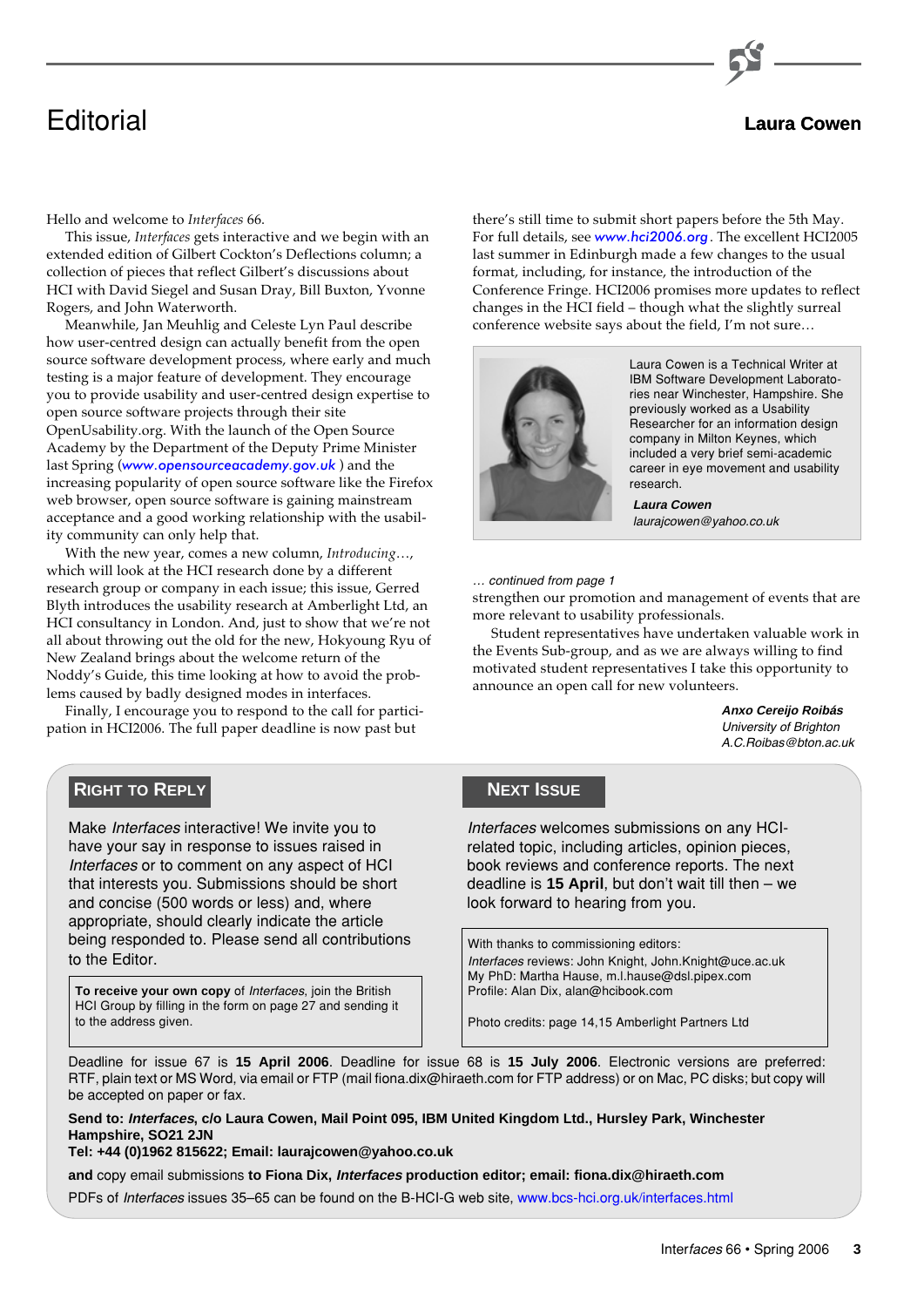# Editorial

**Laura Cowen**

Hello and welcome to *Interfaces* 66.

This issue, *Interfaces* gets interactive and we begin with an extended edition of Gilbert Cockton's Deflections column; a collection of pieces that reflect Gilbert's discussions about HCI with David Siegel and Susan Dray, Bill Buxton, Yvonne Rogers, and John Waterworth.

Meanwhile, Jan Meuhlig and Celeste Lyn Paul describe how user-centred design can actually benefit from the open source software development process, where early and much testing is a major feature of development. They encourage you to provide usability and user-centred design expertise to open source software projects through their site OpenUsability.org. With the launch of the Open Source Academy by the Department of the Deputy Prime Minister last Spring (*www.opensourceacademy.gov.uk* ) and the increasing popularity of open source software like the Firefox web browser, open source software is gaining mainstream acceptance and a good working relationship with the usability community can only help that.

With the new year, comes a new column, *Introducing…*, which will look at the HCI research done by a different research group or company in each issue; this issue, Gerred Blyth introduces the usability research at Amberlight Ltd, an HCI consultancy in London. And, just to show that we're not all about throwing out the old for the new, Hokyoung Ryu of New Zealand brings about the welcome return of the Noddy's Guide, this time looking at how to avoid the problems caused by badly designed modes in interfaces.

Finally, I encourage you to respond to the call for participation in HCI2006. The full paper deadline is now past but there's still time to submit short papers before the 5th May. For full details, see *www.hci2006.org*. The excellent HCI2005 last summer in Edinburgh made a few changes to the usual format, including, for instance, the introduction of the Conference Fringe. HCI2006 promises more updates to reflect changes in the HCI field – though what the slightly surreal conference website says about the field, I'm not sure…

Laura Cowen is a Technical Writer at IBM Software Development Laboratories near Winchester, Hampshire. She previously worked as a Usability Researcher for an information design company in Milton Keynes, which included a very brief semi-academic career in eye movement and usability research.

***Laura Cowen***
*laurajcowen@yahoo.co.uk*

*… continued from page 1*

strengthen our promotion and management of events that are more relevant to usability professionals.

Student representatives have undertaken valuable work in the Events Sub-group, and as we are always willing to find motivated student representatives I take this opportunity to announce an open call for new volunteers.

***Anxo Cereijo Roibás***
*University of Brighton*
*A.C.Roibas@bton.ac.uk*

## Right to Reply

Make *Interfaces* interactive! We invite you to have your say in response to issues raised in *Interfaces* or to comment on any aspect of HCI that interests you. Submissions should be short and concise (500 words or less) and, where appropriate, should clearly indicate the article being responded to. Please send all contributions to the Editor.

**To receive your own copy** of *Interfaces*, join the British HCI Group by filling in the form on page 27 and sending it to the address given.

## Next Issue

*Interfaces* welcomes submissions on any HCI-related topic, including articles, opinion pieces, book reviews and conference reports. The next deadline is **15 April**, but don't wait till then – we look forward to hearing from you.

With thanks to commissioning editors:
*Interfaces* reviews: John Knight, John.Knight@uce.ac.uk
My PhD: Martha Hause, m.l.hause@dsl.pipex.com
Profile: Alan Dix, alan@hcibook.com

Photo credits: page 14,15 Amberlight Partners Ltd

Deadline for issue 67 is **15 April 2006**. Deadline for issue 68 is **15 July 2006**. Electronic versions are preferred: RTF, plain text or MS Word, via email or FTP (mail fiona.dix@hiraeth.com for FTP address) or on Mac, PC disks; but copy will be accepted on paper or fax.

**Send to: *Interfaces*, c/o Laura Cowen, Mail Point 095, IBM United Kingdom Ltd., Hursley Park, Winchester Hampshire, SO21 2JN**
**Tel: +44 (0)1962 815622; Email: laurajcowen@yahoo.co.uk**

**and** copy email submissions **to Fiona Dix, *Interfaces* production editor; email: fiona.dix@hiraeth.com**

PDFs of *Interfaces* issues 35–65 can be found on the B-HCI-G web site, www.bcs-hci.org.uk/interfaces.html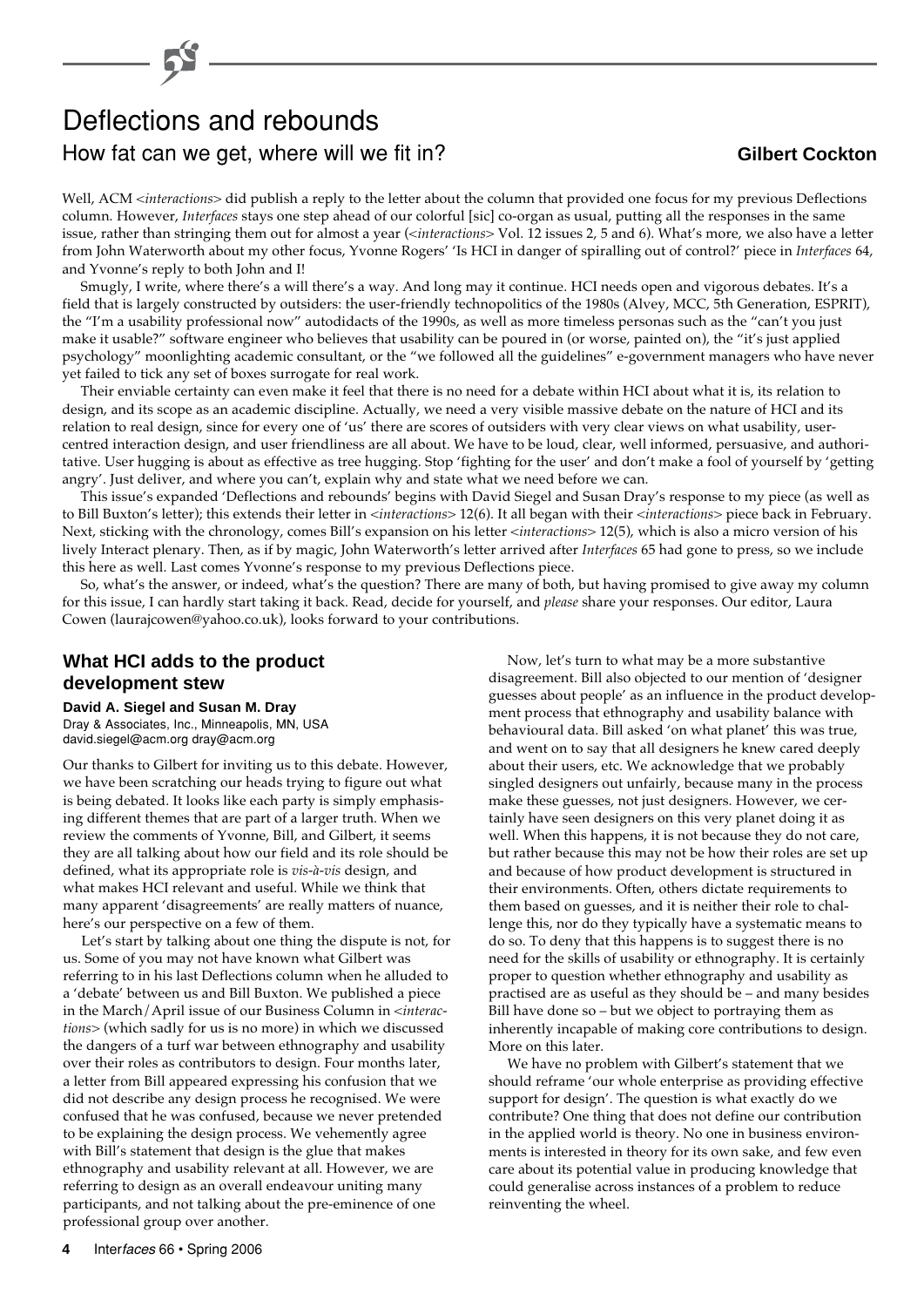# Deflections and rebounds

## How fat can we get, where will we fit in?

**Gilbert Cockton**

Well, ACM <*interactions*> did publish a reply to the letter about the column that provided one focus for my previous Deflections column. However, *Interfaces* stays one step ahead of our colorful [sic] co-organ as usual, putting all the responses in the same issue, rather than stringing them out for almost a year (<*interactions*> Vol. 12 issues 2, 5 and 6). What's more, we also have a letter from John Waterworth about my other focus, Yvonne Rogers' 'Is HCI in danger of spiralling out of control?' piece in *Interfaces* 64, and Yvonne's reply to both John and I!

Smugly, I write, where there's a will there's a way. And long may it continue. HCI needs open and vigorous debates. It's a field that is largely constructed by outsiders: the user-friendly technopolitics of the 1980s (Alvey, MCC, 5th Generation, ESPRIT), the "I'm a usability professional now" autodidacts of the 1990s, as well as more timeless personas such as the "can't you just make it usable?" software engineer who believes that usability can be poured in (or worse, painted on), the "it's just applied psychology" moonlighting academic consultant, or the "we followed all the guidelines" e-government managers who have never yet failed to tick any set of boxes surrogate for real work.

Their enviable certainty can even make it feel that there is no need for a debate within HCI about what it is, its relation to design, and its scope as an academic discipline. Actually, we need a very visible massive debate on the nature of HCI and its relation to real design, since for every one of 'us' there are scores of outsiders with very clear views on what usability, user-centred interaction design, and user friendliness are all about. We have to be loud, clear, well informed, persuasive, and authoritative. User hugging is about as effective as tree hugging. Stop 'fighting for the user' and don't make a fool of yourself by 'getting angry'. Just deliver, and where you can't, explain why and state what we need before we can.

This issue's expanded 'Deflections and rebounds' begins with David Siegel and Susan Dray's response to my piece (as well as to Bill Buxton's letter); this extends their letter in <*interactions*> 12(6). It all began with their <*interactions*> piece back in February. Next, sticking with the chronology, comes Bill's expansion on his letter <*interactions*> 12(5), which is also a micro version of his lively Interact plenary. Then, as if by magic, John Waterworth's letter arrived after *Interfaces* 65 had gone to press, so we include this here as well. Last comes Yvonne's response to my previous Deflections piece.

So, what's the answer, or indeed, what's the question? There are many of both, but having promised to give away my column for this issue, I can hardly start taking it back. Read, decide for yourself, and *please* share your responses. Our editor, Laura Cowen (laurajcowen@yahoo.co.uk), looks forward to your contributions.

### What HCI adds to the product development stew

**David A. Siegel and Susan M. Dray**
Dray & Associates, Inc., Minneapolis, MN, USA
david.siegel@acm.org dray@acm.org

Our thanks to Gilbert for inviting us to this debate. However, we have been scratching our heads trying to figure out what is being debated. It looks like each party is simply emphasising different themes that are part of a larger truth. When we review the comments of Yvonne, Bill, and Gilbert, it seems they are all talking about how our field and its role should be defined, what its appropriate role is *vis-à-vis* design, and what makes HCI relevant and useful. While we think that many apparent 'disagreements' are really matters of nuance, here's our perspective on a few of them.

Let's start by talking about one thing the dispute is not, for us. Some of you may not have known what Gilbert was referring to in his last Deflections column when he alluded to a 'debate' between us and Bill Buxton. We published a piece in the March/April issue of our Business Column in <*interactions*> (which sadly for us is no more) in which we discussed the dangers of a turf war between ethnography and usability over their roles as contributors to design. Four months later, a letter from Bill appeared expressing his confusion that we did not describe any design process he recognised. We were confused that he was confused, because we never pretended to be explaining the design process. We vehemently agree with Bill's statement that design is the glue that makes ethnography and usability relevant at all. However, we are referring to design as an overall endeavour uniting many participants, and not talking about the pre-eminence of one professional group over another.

Now, let's turn to what may be a more substantive disagreement. Bill also objected to our mention of 'designer guesses about people' as an influence in the product development process that ethnography and usability balance with behavioural data. Bill asked 'on what planet' this was true, and went on to say that all designers he knew cared deeply about their users, etc. We acknowledge that we probably singled designers out unfairly, because many in the process make these guesses, not just designers. However, we certainly have seen designers on this very planet doing it as well. When this happens, it is not because they do not care, but rather because this may not be how their roles are set up and because of how product development is structured in their environments. Often, others dictate requirements to them based on guesses, and it is neither their role to challenge this, nor do they typically have a systematic means to do so. To deny that this happens is to suggest there is no need for the skills of usability or ethnography. It is certainly proper to question whether ethnography and usability as practised are as useful as they should be – and many besides Bill have done so – but we object to portraying them as inherently incapable of making core contributions to design. More on this later.

We have no problem with Gilbert's statement that we should reframe 'our whole enterprise as providing effective support for design'. The question is what exactly do we contribute? One thing that does not define our contribution in the applied world is theory. No one in business environments is interested in theory for its own sake, and few even care about its potential value in producing knowledge that could generalise across instances of a problem to reduce reinventing the wheel.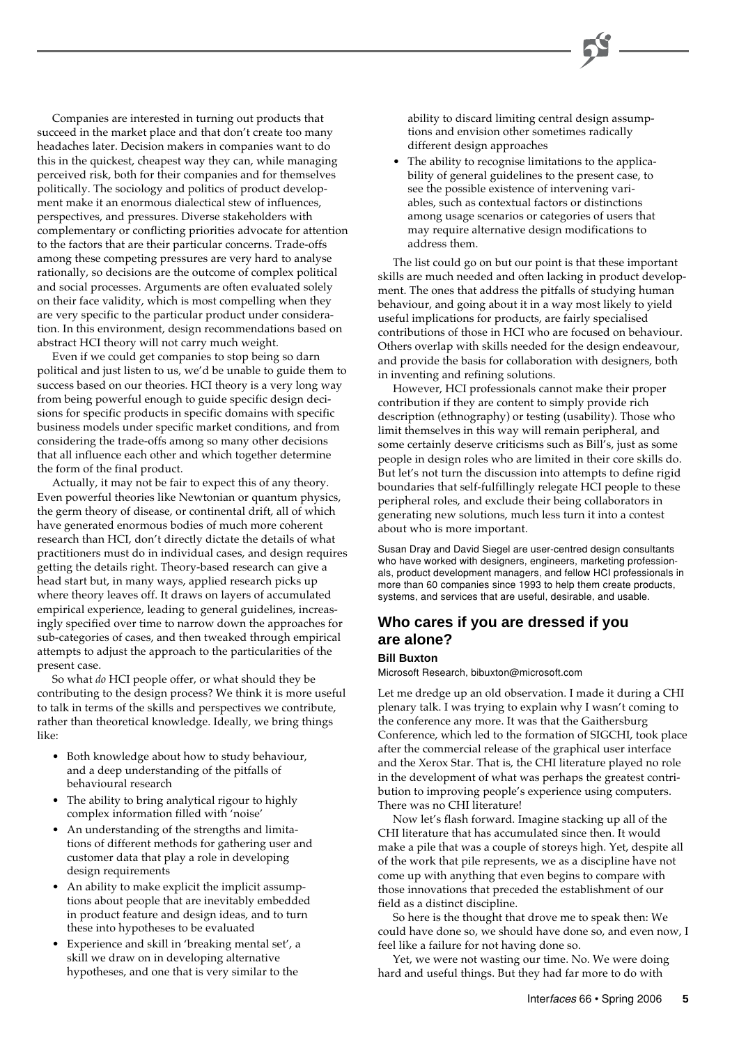Companies are interested in turning out products that succeed in the market place and that don't create too many headaches later. Decision makers in companies want to do this in the quickest, cheapest way they can, while managing perceived risk, both for their companies and for themselves politically. The sociology and politics of product development make it an enormous dialectical stew of influences, perspectives, and pressures. Diverse stakeholders with complementary or conflicting priorities advocate for attention to the factors that are their particular concerns. Trade-offs among these competing pressures are very hard to analyse rationally, so decisions are the outcome of complex political and social processes. Arguments are often evaluated solely on their face validity, which is most compelling when they are very specific to the particular product under consideration. In this environment, design recommendations based on abstract HCI theory will not carry much weight.

Even if we could get companies to stop being so darn political and just listen to us, we'd be unable to guide them to success based on our theories. HCI theory is a very long way from being powerful enough to guide specific design decisions for specific products in specific domains with specific business models under specific market conditions, and from considering the trade-offs among so many other decisions that all influence each other and which together determine the form of the final product.

Actually, it may not be fair to expect this of any theory. Even powerful theories like Newtonian or quantum physics, the germ theory of disease, or continental drift, all of which have generated enormous bodies of much more coherent research than HCI, don't directly dictate the details of what practitioners must do in individual cases, and design requires getting the details right. Theory-based research can give a head start but, in many ways, applied research picks up where theory leaves off. It draws on layers of accumulated empirical experience, leading to general guidelines, increasingly specified over time to narrow down the approaches for sub-categories of cases, and then tweaked through empirical attempts to adjust the approach to the particularities of the present case.

So what *do* HCI people offer, or what should they be contributing to the design process? We think it is more useful to talk in terms of the skills and perspectives we contribute, rather than theoretical knowledge. Ideally, we bring things like:

- Both knowledge about how to study behaviour, and a deep understanding of the pitfalls of behavioural research
- The ability to bring analytical rigour to highly complex information filled with 'noise'
- An understanding of the strengths and limitations of different methods for gathering user and customer data that play a role in developing design requirements
- An ability to make explicit the implicit assumptions about people that are inevitably embedded in product feature and design ideas, and to turn these into hypotheses to be evaluated
- Experience and skill in 'breaking mental set', a skill we draw on in developing alternative hypotheses, and one that is very similar to the ability to discard limiting central design assumptions and envision other sometimes radically different design approaches
- The ability to recognise limitations to the applicability of general guidelines to the present case, to see the possible existence of intervening variables, such as contextual factors or distinctions among usage scenarios or categories of users that may require alternative design modifications to address them.

The list could go on but our point is that these important skills are much needed and often lacking in product development. The ones that address the pitfalls of studying human behaviour, and going about it in a way most likely to yield useful implications for products, are fairly specialised contributions of those in HCI who are focused on behaviour. Others overlap with skills needed for the design endeavour, and provide the basis for collaboration with designers, both in inventing and refining solutions.

However, HCI professionals cannot make their proper contribution if they are content to simply provide rich description (ethnography) or testing (usability). Those who limit themselves in this way will remain peripheral, and some certainly deserve criticisms such as Bill's, just as some people in design roles who are limited in their core skills do. But let's not turn the discussion into attempts to define rigid boundaries that self-fulfillingly relegate HCI people to these peripheral roles, and exclude their being collaborators in generating new solutions, much less turn it into a contest about who is more important.

Susan Dray and David Siegel are user-centred design consultants who have worked with designers, engineers, marketing professionals, product development managers, and fellow HCI professionals in more than 60 companies since 1993 to help them create products, systems, and services that are useful, desirable, and usable.

## Who cares if you are dressed if you are alone?

**Bill Buxton**

Microsoft Research, bibuxton@microsoft.com

Let me dredge up an old observation. I made it during a CHI plenary talk. I was trying to explain why I wasn't coming to the conference any more. It was that the Gaithersburg Conference, which led to the formation of SIGCHI, took place after the commercial release of the graphical user interface and the Xerox Star. That is, the CHI literature played no role in the development of what was perhaps the greatest contribution to improving people's experience using computers. There was no CHI literature!

Now let's flash forward. Imagine stacking up all of the CHI literature that has accumulated since then. It would make a pile that was a couple of storeys high. Yet, despite all of the work that pile represents, we as a discipline have not come up with anything that even begins to compare with those innovations that preceded the establishment of our field as a distinct discipline.

So here is the thought that drove me to speak then: We could have done so, we should have done so, and even now, I feel like a failure for not having done so.

Yet, we were not wasting our time. No. We were doing hard and useful things. But they had far more to do with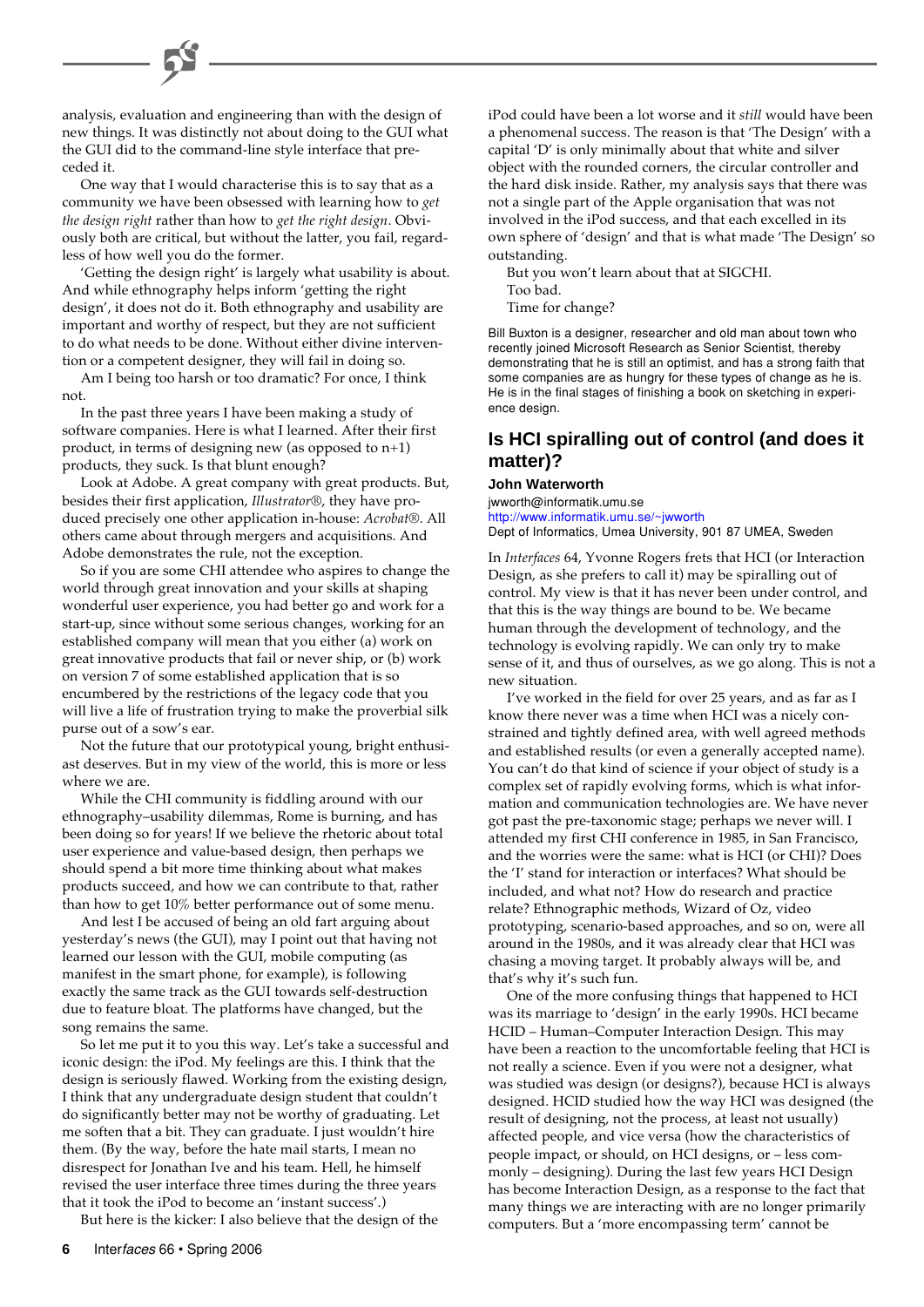analysis, evaluation and engineering than with the design of new things. It was distinctly not about doing to the GUI what the GUI did to the command-line style interface that preceded it.

One way that I would characterise this is to say that as a community we have been obsessed with learning how to *get the design right* rather than how to *get the right design*. Obviously both are critical, but without the latter, you fail, regardless of how well you do the former.

'Getting the design right' is largely what usability is about. And while ethnography helps inform 'getting the right design', it does not do it. Both ethnography and usability are important and worthy of respect, but they are not sufficient to do what needs to be done. Without either divine intervention or a competent designer, they will fail in doing so.

Am I being too harsh or too dramatic? For once, I think not.

In the past three years I have been making a study of software companies. Here is what I learned. After their first product, in terms of designing new (as opposed to n+1) products, they suck. Is that blunt enough?

Look at Adobe. A great company with great products. But, besides their first application, *Illustrator*®, they have produced precisely one other application in-house: *Acrobat*®. All others came about through mergers and acquisitions. And Adobe demonstrates the rule, not the exception.

So if you are some CHI attendee who aspires to change the world through great innovation and your skills at shaping wonderful user experience, you had better go and work for a start-up, since without some serious changes, working for an established company will mean that you either (a) work on great innovative products that fail or never ship, or (b) work on version 7 of some established application that is so encumbered by the restrictions of the legacy code that you will live a life of frustration trying to make the proverbial silk purse out of a sow's ear.

Not the future that our prototypical young, bright enthusiast deserves. But in my view of the world, this is more or less where we are.

While the CHI community is fiddling around with our ethnography–usability dilemmas, Rome is burning, and has been doing so for years! If we believe the rhetoric about total user experience and value-based design, then perhaps we should spend a bit more time thinking about what makes products succeed, and how we can contribute to that, rather than how to get 10% better performance out of some menu.

And lest I be accused of being an old fart arguing about yesterday's news (the GUI), may I point out that having not learned our lesson with the GUI, mobile computing (as manifest in the smart phone, for example), is following exactly the same track as the GUI towards self-destruction due to feature bloat. The platforms have changed, but the song remains the same.

So let me put it to you this way. Let's take a successful and iconic design: the iPod. My feelings are this. I think that the design is seriously flawed. Working from the existing design, I think that any undergraduate design student that couldn't do significantly better may not be worthy of graduating. Let me soften that a bit. They can graduate. I just wouldn't hire them. (By the way, before the hate mail starts, I mean no disrespect for Jonathan Ive and his team. Hell, he himself revised the user interface three times during the three years that it took the iPod to become an 'instant success'.)

But here is the kicker: I also believe that the design of the iPod could have been a lot worse and it *still* would have been a phenomenal success. The reason is that 'The Design' with a capital 'D' is only minimally about that white and silver object with the rounded corners, the circular controller and the hard disk inside. Rather, my analysis says that there was not a single part of the Apple organisation that was not involved in the iPod success, and that each excelled in its own sphere of 'design' and that is what made 'The Design' so outstanding.

But you won't learn about that at SIGCHI.

Too bad.

Time for change?

Bill Buxton is a designer, researcher and old man about town who recently joined Microsoft Research as Senior Scientist, thereby demonstrating that he is still an optimist, and has a strong faith that some companies are as hungry for these types of change as he is. He is in the final stages of finishing a book on sketching in experience design.

## Is HCI spiralling out of control (and does it matter)?

**John Waterworth**

jwworth@informatik.umu.se
http://www.informatik.umu.se/~jwworth
Dept of Informatics, Umea University, 901 87 UMEA, Sweden

In *Interfaces* 64, Yvonne Rogers frets that HCI (or Interaction Design, as she prefers to call it) may be spiralling out of control. My view is that it has never been under control, and that this is the way things are bound to be. We became human through the development of technology, and the technology is evolving rapidly. We can only try to make sense of it, and thus of ourselves, as we go along. This is not a new situation.

I've worked in the field for over 25 years, and as far as I know there never was a time when HCI was a nicely constrained and tightly defined area, with well agreed methods and established results (or even a generally accepted name). You can't do that kind of science if your object of study is a complex set of rapidly evolving forms, which is what information and communication technologies are. We have never got past the pre-taxonomic stage; perhaps we never will. I attended my first CHI conference in 1985, in San Francisco, and the worries were the same: what is HCI (or CHI)? Does the 'I' stand for interaction or interfaces? What should be included, and what not? How do research and practice relate? Ethnographic methods, Wizard of Oz, video prototyping, scenario-based approaches, and so on, were all around in the 1980s, and it was already clear that HCI was chasing a moving target. It probably always will be, and that's why it's such fun.

One of the more confusing things that happened to HCI was its marriage to 'design' in the early 1990s. HCI became HCID – Human–Computer Interaction Design. This may have been a reaction to the uncomfortable feeling that HCI is not really a science. Even if you were not a designer, what was studied was design (or designs?), because HCI is always designed. HCID studied how the way HCI was designed (the result of designing, not the process, at least not usually) affected people, and vice versa (how the characteristics of people impact, or should, on HCI designs, or – less commonly – designing). During the last few years HCI Design has become Interaction Design, as a response to the fact that many things we are interacting with are no longer primarily computers. But a 'more encompassing term' cannot be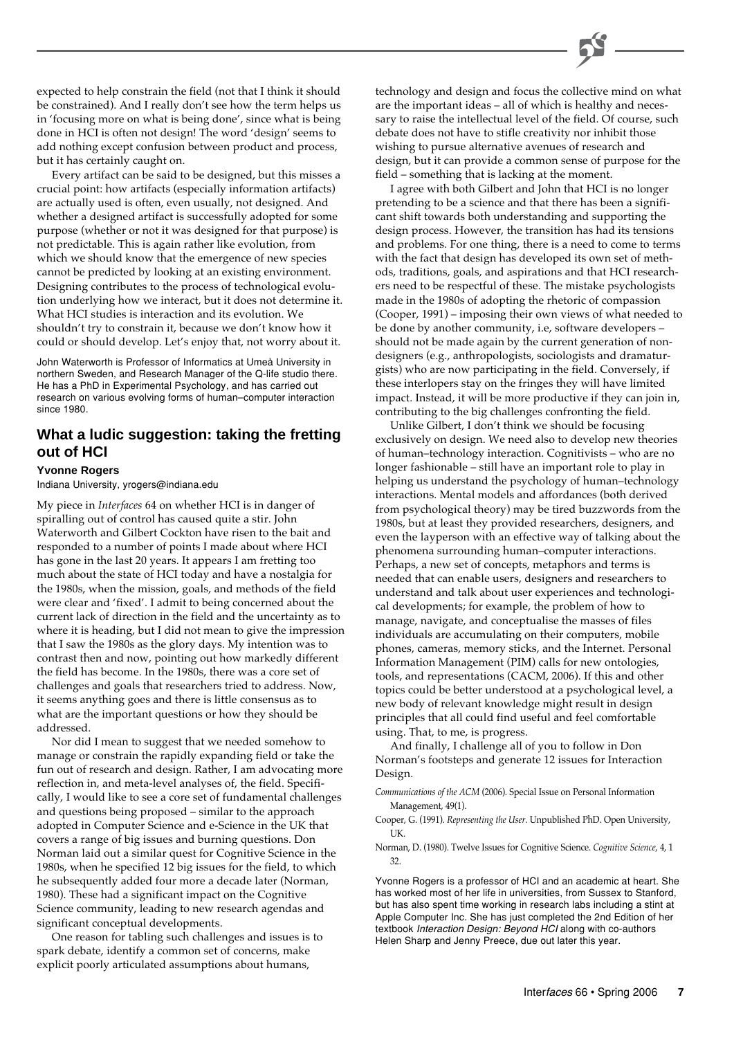expected to help constrain the field (not that I think it should be constrained). And I really don't see how the term helps us in 'focusing more on what is being done', since what is being done in HCI is often not design! The word 'design' seems to add nothing except confusion between product and process, but it has certainly caught on.

Every artifact can be said to be designed, but this misses a crucial point: how artifacts (especially information artifacts) are actually used is often, even usually, not designed. And whether a designed artifact is successfully adopted for some purpose (whether or not it was designed for that purpose) is not predictable. This is again rather like evolution, from which we should know that the emergence of new species cannot be predicted by looking at an existing environment. Designing contributes to the process of technological evolution underlying how we interact, but it does not determine it. What HCI studies is interaction and its evolution. We shouldn't try to constrain it, because we don't know how it could or should develop. Let's enjoy that, not worry about it.

John Waterworth is Professor of Informatics at Umeå University in northern Sweden, and Research Manager of the Q-life studio there. He has a PhD in Experimental Psychology, and has carried out research on various evolving forms of human–computer interaction since 1980.

## What a ludic suggestion: taking the fretting out of HCI

**Yvonne Rogers**
Indiana University, yrogers@indiana.edu

My piece in *Interfaces* 64 on whether HCI is in danger of spiralling out of control has caused quite a stir. John Waterworth and Gilbert Cockton have risen to the bait and responded to a number of points I made about where HCI has gone in the last 20 years. It appears I am fretting too much about the state of HCI today and have a nostalgia for the 1980s, when the mission, goals, and methods of the field were clear and 'fixed'. I admit to being concerned about the current lack of direction in the field and the uncertainty as to where it is heading, but I did not mean to give the impression that I saw the 1980s as the glory days. My intention was to contrast then and now, pointing out how markedly different the field has become. In the 1980s, there was a core set of challenges and goals that researchers tried to address. Now, it seems anything goes and there is little consensus as to what are the important questions or how they should be addressed.

Nor did I mean to suggest that we needed somehow to manage or constrain the rapidly expanding field or take the fun out of research and design. Rather, I am advocating more reflection in, and meta-level analyses of, the field. Specifically, I would like to see a core set of fundamental challenges and questions being proposed – similar to the approach adopted in Computer Science and e-Science in the UK that covers a range of big issues and burning questions. Don Norman laid out a similar quest for Cognitive Science in the 1980s, when he specified 12 big issues for the field, to which he subsequently added four more a decade later (Norman, 1980). These had a significant impact on the Cognitive Science community, leading to new research agendas and significant conceptual developments.

One reason for tabling such challenges and issues is to spark debate, identify a common set of concerns, make explicit poorly articulated assumptions about humans, technology and design and focus the collective mind on what are the important ideas – all of which is healthy and necessary to raise the intellectual level of the field. Of course, such debate does not have to stifle creativity nor inhibit those wishing to pursue alternative avenues of research and design, but it can provide a common sense of purpose for the field – something that is lacking at the moment.

I agree with both Gilbert and John that HCI is no longer pretending to be a science and that there has been a significant shift towards both understanding and supporting the design process. However, the transition has had its tensions and problems. For one thing, there is a need to come to terms with the fact that design has developed its own set of methods, traditions, goals, and aspirations and that HCI researchers need to be respectful of these. The mistake psychologists made in the 1980s of adopting the rhetoric of compassion (Cooper, 1991) – imposing their own views of what needed to be done by another community, i.e, software developers – should not be made again by the current generation of non-designers (e.g., anthropologists, sociologists and dramaturgists) who are now participating in the field. Conversely, if these interlopers stay on the fringes they will have limited impact. Instead, it will be more productive if they can join in, contributing to the big challenges confronting the field.

Unlike Gilbert, I don't think we should be focusing exclusively on design. We need also to develop new theories of human–technology interaction. Cognitivists – who are no longer fashionable – still have an important role to play in helping us understand the psychology of human–technology interactions. Mental models and affordances (both derived from psychological theory) may be tired buzzwords from the 1980s, but at least they provided researchers, designers, and even the layperson with an effective way of talking about the phenomena surrounding human–computer interactions. Perhaps, a new set of concepts, metaphors and terms is needed that can enable users, designers and researchers to understand and talk about user experiences and technological developments; for example, the problem of how to manage, navigate, and conceptualise the masses of files individuals are accumulating on their computers, mobile phones, cameras, memory sticks, and the Internet. Personal Information Management (PIM) calls for new ontologies, tools, and representations (CACM, 2006). If this and other topics could be better understood at a psychological level, a new body of relevant knowledge might result in design principles that all could find useful and feel comfortable using. That, to me, is progress.

And finally, I challenge all of you to follow in Don Norman's footsteps and generate 12 issues for Interaction Design.

*Communications of the ACM* (2006). Special Issue on Personal Information Management, 49(1).

Cooper, G. (1991). *Representing the User*. Unpublished PhD. Open University, UK.

Norman, D. (1980). Twelve Issues for Cognitive Science. *Cognitive Science*, 4, 1 32.

Yvonne Rogers is a professor of HCI and an academic at heart. She has worked most of her life in universities, from Sussex to Stanford, but has also spent time working in research labs including a stint at Apple Computer Inc. She has just completed the 2nd Edition of her textbook *Interaction Design: Beyond HCI* along with co-authors Helen Sharp and Jenny Preece, due out later this year.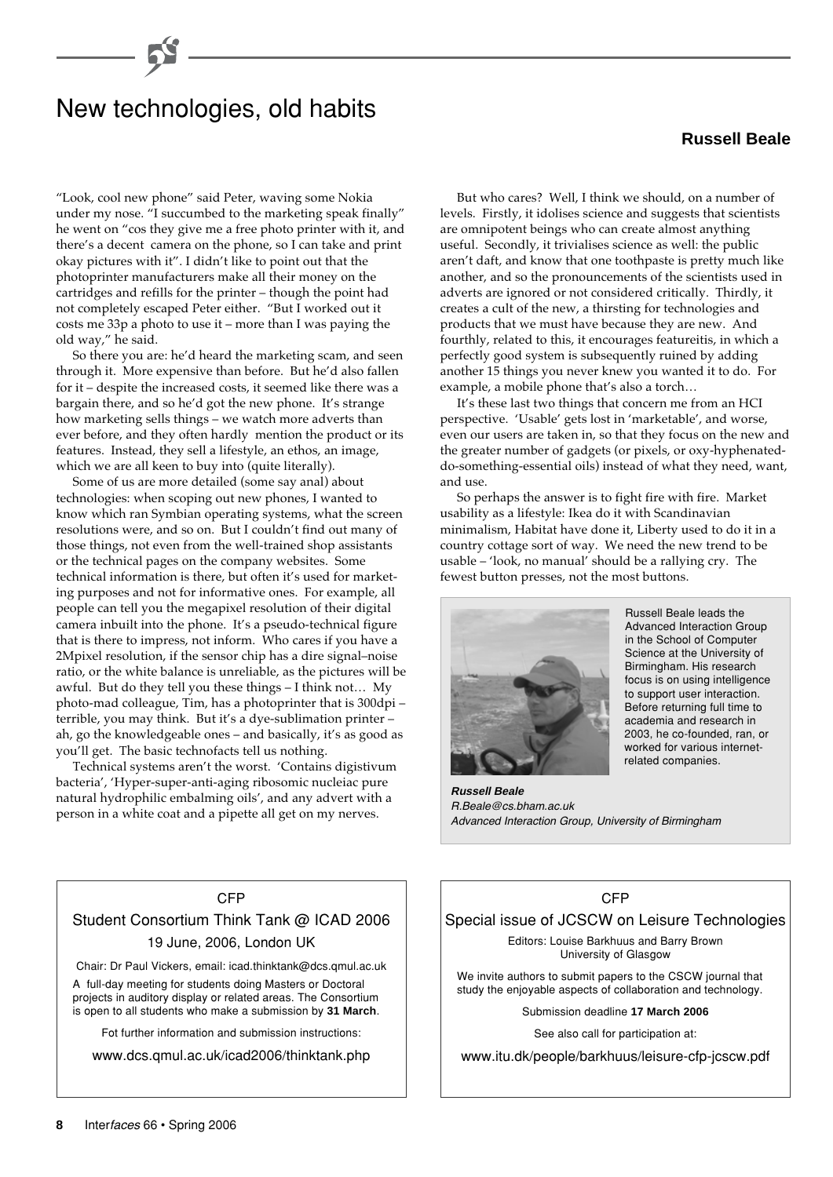# New technologies, old habits

**Russell Beale**

"Look, cool new phone" said Peter, waving some Nokia under my nose. "I succumbed to the marketing speak finally" he went on "cos they give me a free photo printer with it, and there's a decent camera on the phone, so I can take and print okay pictures with it". I didn't like to point out that the photoprinter manufacturers make all their money on the cartridges and refills for the printer – though the point had not completely escaped Peter either. "But I worked out it costs me 33p a photo to use it – more than I was paying the old way," he said.

So there you are: he'd heard the marketing scam, and seen through it. More expensive than before. But he'd also fallen for it – despite the increased costs, it seemed like there was a bargain there, and so he'd got the new phone. It's strange how marketing sells things – we watch more adverts than ever before, and they often hardly mention the product or its features. Instead, they sell a lifestyle, an ethos, an image, which we are all keen to buy into (quite literally).

Some of us are more detailed (some say anal) about technologies: when scoping out new phones, I wanted to know which ran Symbian operating systems, what the screen resolutions were, and so on. But I couldn't find out many of those things, not even from the well-trained shop assistants or the technical pages on the company websites. Some technical information is there, but often it's used for marketing purposes and not for informative ones. For example, all people can tell you the megapixel resolution of their digital camera inbuilt into the phone. It's a pseudo-technical figure that is there to impress, not inform. Who cares if you have a 2Mpixel resolution, if the sensor chip has a dire signal–noise ratio, or the white balance is unreliable, as the pictures will be awful. But do they tell you these things – I think not… My photo-mad colleague, Tim, has a photoprinter that is 300dpi – terrible, you may think. But it's a dye-sublimation printer – ah, go the knowledgeable ones – and basically, it's as good as you'll get. The basic technofacts tell us nothing.

Technical systems aren't the worst. 'Contains digistivum bacteria', 'Hyper-super-anti-aging ribosomic nucleiac pure natural hydrophilic embalming oils', and any advert with a person in a white coat and a pipette all get on my nerves.

But who cares? Well, I think we should, on a number of levels. Firstly, it idolises science and suggests that scientists are omnipotent beings who can create almost anything useful. Secondly, it trivialises science as well: the public aren't daft, and know that one toothpaste is pretty much like another, and so the pronouncements of the scientists used in adverts are ignored or not considered critically. Thirdly, it creates a cult of the new, a thirsting for technologies and products that we must have because they are new. And fourthly, related to this, it encourages featureitis, in which a perfectly good system is subsequently ruined by adding another 15 things you never knew you wanted it to do. For example, a mobile phone that's also a torch…

It's these last two things that concern me from an HCI perspective. 'Usable' gets lost in 'marketable', and worse, even our users are taken in, so that they focus on the new and the greater number of gadgets (or pixels, or oxy-hyphenated-do-something-essential oils) instead of what they need, want, and use.

So perhaps the answer is to fight fire with fire. Market usability as a lifestyle: Ikea do it with Scandinavian minimalism, Habitat have done it, Liberty used to do it in a country cottage sort of way. We need the new trend to be usable – 'look, no manual' should be a rallying cry. The fewest button presses, not the most buttons.

Russell Beale leads the Advanced Interaction Group in the School of Computer Science at the University of Birmingham. His research focus is on using intelligence to support user interaction. Before returning full time to academia and research in 2003, he co-founded, ran, or worked for various internet-related companies.

***Russell Beale***
*R.Beale@cs.bham.ac.uk*
*Advanced Interaction Group, University of Birmingham*

---

CFP

**Student Consortium Think Tank @ ICAD 2006**
19 June, 2006, London UK

Chair: Dr Paul Vickers, email: icad.thinktank@dcs.qmul.ac.uk

A full-day meeting for students doing Masters or Doctoral projects in auditory display or related areas. The Consortium is open to all students who make a submission by **31 March**.

Fot further information and submission instructions:

www.dcs.qmul.ac.uk/icad2006/thinktank.php

---

CFP

**Special issue of JCSCW on Leisure Technologies**

Editors: Louise Barkhuus and Barry Brown
University of Glasgow

We invite authors to submit papers to the CSCW journal that study the enjoyable aspects of collaboration and technology.

Submission deadline **17 March 2006**

See also call for participation at:

www.itu.dk/people/barkhuus/leisure-cfp-jcscw.pdf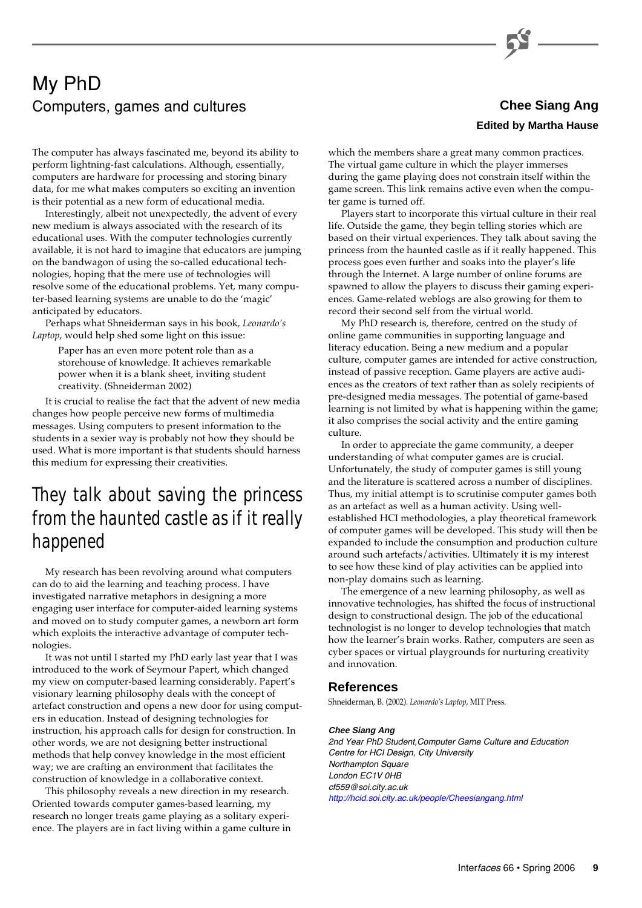# My PhD

## Computers, games and cultures

**Chee Siang Ang**

**Edited by Martha Hause**

The computer has always fascinated me, beyond its ability to perform lightning-fast calculations. Although, essentially, computers are hardware for processing and storing binary data, for me what makes computers so exciting an invention is their potential as a new form of educational media.

Interestingly, albeit not unexpectedly, the advent of every new medium is always associated with the research of its educational uses. With the computer technologies currently available, it is not hard to imagine that educators are jumping on the bandwagon of using the so-called educational technologies, hoping that the mere use of technologies will resolve some of the educational problems. Yet, many computer-based learning systems are unable to do the 'magic' anticipated by educators.

Perhaps what Shneiderman says in his book, *Leonardo's Laptop*, would help shed some light on this issue:

> Paper has an even more potent role than as a storehouse of knowledge. It achieves remarkable power when it is a blank sheet, inviting student creativity. (Shneiderman 2002)

It is crucial to realise the fact that the advent of new media changes how people perceive new forms of multimedia messages. Using computers to present information to the students in a sexier way is probably not how they should be used. What is more important is that students should harness this medium for expressing their creativities.

> They talk about saving the princess from the haunted castle as if it really happened

My research has been revolving around what computers can do to aid the learning and teaching process. I have investigated narrative metaphors in designing a more engaging user interface for computer-aided learning systems and moved on to study computer games, a newborn art form which exploits the interactive advantage of computer technologies.

It was not until I started my PhD early last year that I was introduced to the work of Seymour Papert, which changed my view on computer-based learning considerably. Papert's visionary learning philosophy deals with the concept of artefact construction and opens a new door for using computers in education. Instead of designing technologies for instruction, his approach calls for design for construction. In other words, we are not designing better instructional methods that help convey knowledge in the most efficient way; we are crafting an environment that facilitates the construction of knowledge in a collaborative context.

This philosophy reveals a new direction in my research. Oriented towards computer games-based learning, my research no longer treats game playing as a solitary experience. The players are in fact living within a game culture in which the members share a great many common practices. The virtual game culture in which the player immerses during the game playing does not constrain itself within the game screen. This link remains active even when the computer game is turned off.

Players start to incorporate this virtual culture in their real life. Outside the game, they begin telling stories which are based on their virtual experiences. They talk about saving the princess from the haunted castle as if it really happened. This process goes even further and soaks into the player's life through the Internet. A large number of online forums are spawned to allow the players to discuss their gaming experiences. Game-related weblogs are also growing for them to record their second self from the virtual world.

My PhD research is, therefore, centred on the study of online game communities in supporting language and literacy education. Being a new medium and a popular culture, computer games are intended for active construction, instead of passive reception. Game players are active audiences as the creators of text rather than as solely recipients of pre-designed media messages. The potential of game-based learning is not limited by what is happening within the game; it also comprises the social activity and the entire gaming culture.

In order to appreciate the game community, a deeper understanding of what computer games are is crucial. Unfortunately, the study of computer games is still young and the literature is scattered across a number of disciplines. Thus, my initial attempt is to scrutinise computer games both as an artefact as well as a human activity. Using well-established HCI methodologies, a play theoretical framework of computer games will be developed. This study will then be expanded to include the consumption and production culture around such artefacts/activities. Ultimately it is my interest to see how these kind of play activities can be applied into non-play domains such as learning.

The emergence of a new learning philosophy, as well as innovative technologies, has shifted the focus of instructional design to constructional design. The job of the educational technologist is no longer to develop technologies that match how the learner's brain works. Rather, computers are seen as cyber spaces or virtual playgrounds for nurturing creativity and innovation.

## References

Shneiderman, B. (2002). *Leonardo's Laptop*, MIT Press.

***Chee Siang Ang***
*2nd Year PhD Student, Computer Game Culture and Education*
*Centre for HCI Design, City University*
*Northampton Square*
*London EC1V 0HB*
*cf559@soi.city.ac.uk*
*http://hcid.soi.city.ac.uk/people/Cheesiangang.html*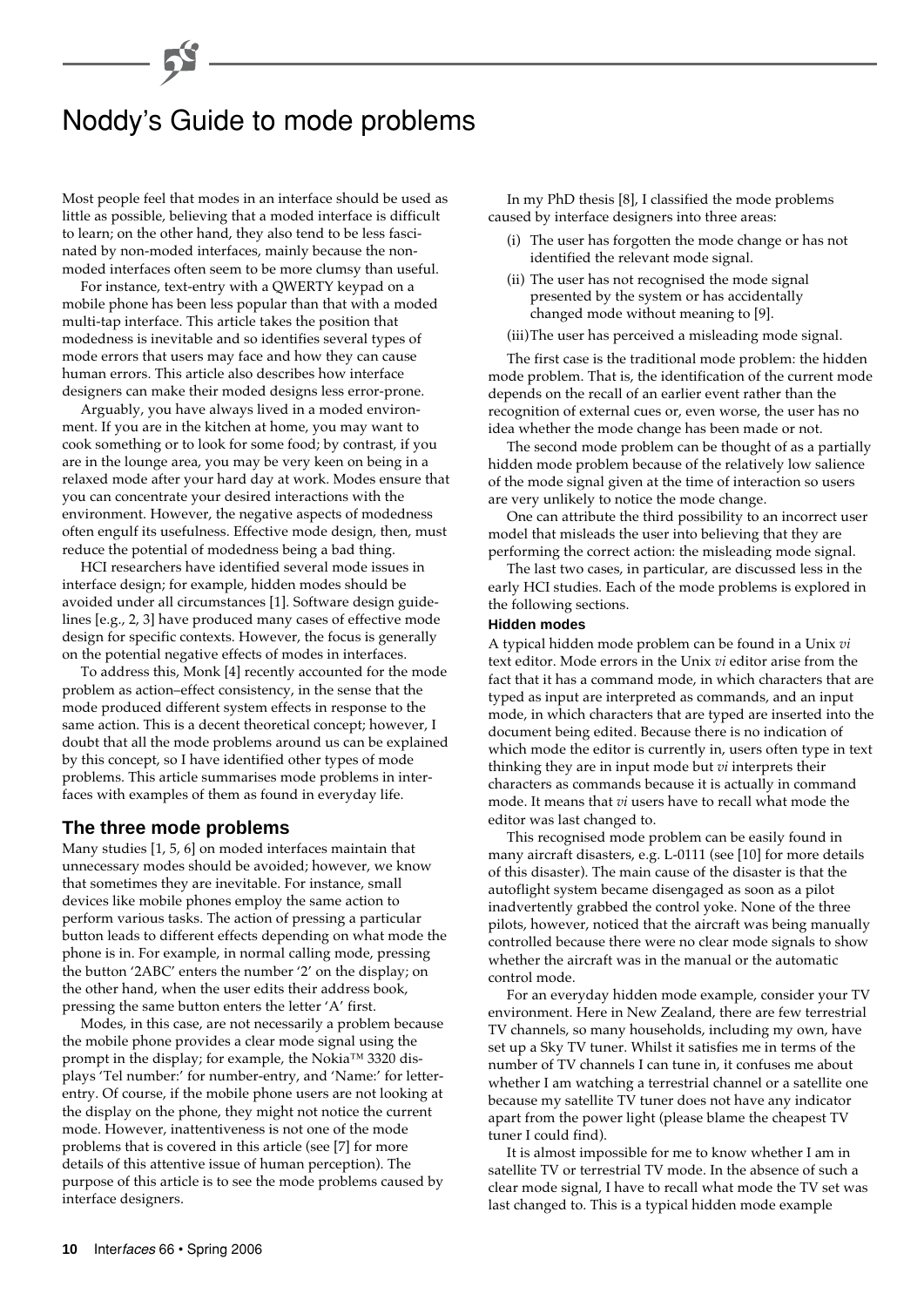# Noddy's Guide to mode problems

Most people feel that modes in an interface should be used as little as possible, believing that a moded interface is difficult to learn; on the other hand, they also tend to be less fascinated by non-moded interfaces, mainly because the non-moded interfaces often seem to be more clumsy than useful.

For instance, text-entry with a QWERTY keypad on a mobile phone has been less popular than that with a moded multi-tap interface. This article takes the position that modedness is inevitable and so identifies several types of mode errors that users may face and how they can cause human errors. This article also describes how interface designers can make their moded designs less error-prone.

Arguably, you have always lived in a moded environment. If you are in the kitchen at home, you may want to cook something or to look for some food; by contrast, if you are in the lounge area, you may be very keen on being in a relaxed mode after your hard day at work. Modes ensure that you can concentrate your desired interactions with the environment. However, the negative aspects of modedness often engulf its usefulness. Effective mode design, then, must reduce the potential of modedness being a bad thing.

HCI researchers have identified several mode issues in interface design; for example, hidden modes should be avoided under all circumstances [1]. Software design guidelines [e.g., 2, 3] have produced many cases of effective mode design for specific contexts. However, the focus is generally on the potential negative effects of modes in interfaces.

To address this, Monk [4] recently accounted for the mode problem as action–effect consistency, in the sense that the mode produced different system effects in response to the same action. This is a decent theoretical concept; however, I doubt that all the mode problems around us can be explained by this concept, so I have identified other types of mode problems. This article summarises mode problems in interfaces with examples of them as found in everyday life.

## The three mode problems

Many studies [1, 5, 6] on moded interfaces maintain that unnecessary modes should be avoided; however, we know that sometimes they are inevitable. For instance, small devices like mobile phones employ the same action to perform various tasks. The action of pressing a particular button leads to different effects depending on what mode the phone is in. For example, in normal calling mode, pressing the button '2ABC' enters the number '2' on the display; on the other hand, when the user edits their address book, pressing the same button enters the letter 'A' first.

Modes, in this case, are not necessarily a problem because the mobile phone provides a clear mode signal using the prompt in the display; for example, the Nokia™ 3320 displays 'Tel number:' for number-entry, and 'Name:' for letter-entry. Of course, if the mobile phone users are not looking at the display on the phone, they might not notice the current mode. However, inattentiveness is not one of the mode problems that is covered in this article (see [7] for more details of this attentive issue of human perception). The purpose of this article is to see the mode problems caused by interface designers.

In my PhD thesis [8], I classified the mode problems caused by interface designers into three areas:

(i) The user has forgotten the mode change or has not identified the relevant mode signal.

(ii) The user has not recognised the mode signal presented by the system or has accidentally changed mode without meaning to [9].

(iii) The user has perceived a misleading mode signal.

The first case is the traditional mode problem: the hidden mode problem. That is, the identification of the current mode depends on the recall of an earlier event rather than the recognition of external cues or, even worse, the user has no idea whether the mode change has been made or not.

The second mode problem can be thought of as a partially hidden mode problem because of the relatively low salience of the mode signal given at the time of interaction so users are very unlikely to notice the mode change.

One can attribute the third possibility to an incorrect user model that misleads the user into believing that they are performing the correct action: the misleading mode signal.

The last two cases, in particular, are discussed less in the early HCI studies. Each of the mode problems is explored in the following sections.

### Hidden modes

A typical hidden mode problem can be found in a Unix *vi* text editor. Mode errors in the Unix *vi* editor arise from the fact that it has a command mode, in which characters that are typed as input are interpreted as commands, and an input mode, in which characters that are typed are inserted into the document being edited. Because there is no indication of which mode the editor is currently in, users often type in text thinking they are in input mode but *vi* interprets their characters as commands because it is actually in command mode. It means that *vi* users have to recall what mode the editor was last changed to.

This recognised mode problem can be easily found in many aircraft disasters, e.g. L-0111 (see [10] for more details of this disaster). The main cause of the disaster is that the autoflight system became disengaged as soon as a pilot inadvertently grabbed the control yoke. None of the three pilots, however, noticed that the aircraft was being manually controlled because there were no clear mode signals to show whether the aircraft was in the manual or the automatic control mode.

For an everyday hidden mode example, consider your TV environment. Here in New Zealand, there are few terrestrial TV channels, so many households, including my own, have set up a Sky TV tuner. Whilst it satisfies me in terms of the number of TV channels I can tune in, it confuses me about whether I am watching a terrestrial channel or a satellite one because my satellite TV tuner does not have any indicator apart from the power light (please blame the cheapest TV tuner I could find).

It is almost impossible for me to know whether I am in satellite TV or terrestrial TV mode. In the absence of such a clear mode signal, I have to recall what mode the TV set was last changed to. This is a typical hidden mode example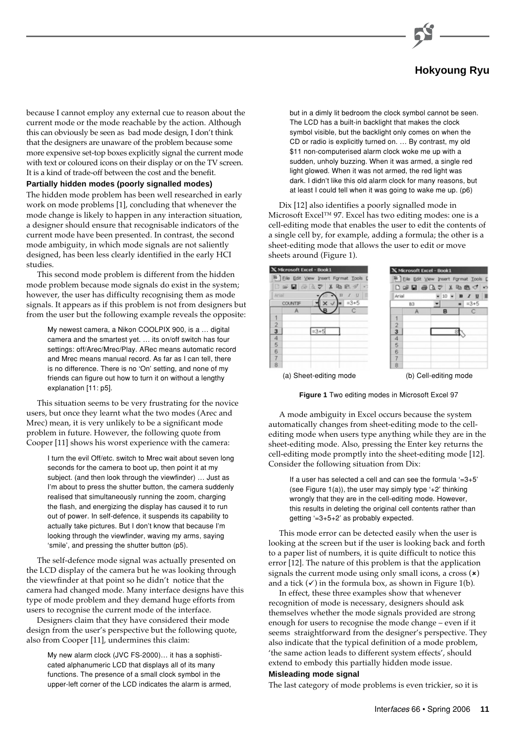because I cannot employ any external cue to reason about the current mode or the mode reachable by the action. Although this can obviously be seen as bad mode design, I don't think that the designers are unaware of the problem because some more expensive set-top boxes explicitly signal the current mode with text or coloured icons on their display or on the TV screen. It is a kind of trade-off between the cost and the benefit.

### Partially hidden modes (poorly signalled modes)

The hidden mode problem has been well researched in early work on mode problems [1], concluding that whenever the mode change is likely to happen in any interaction situation, a designer should ensure that recognisable indicators of the current mode have been presented. In contrast, the second mode ambiguity, in which mode signals are not saliently designed, has been less clearly identified in the early HCI studies.

This second mode problem is different from the hidden mode problem because mode signals do exist in the system; however, the user has difficulty recognising them as mode signals. It appears as if this problem is not from designers but from the user but the following example reveals the opposite:

> My newest camera, a Nikon COOLPIX 900, is a … digital camera and the smartest yet. … its on/off switch has four settings: off/Arec/Mrec/Play. ARec means automatic record and Mrec means manual record. As far as I can tell, there is no difference. There is no 'On' setting, and none of my friends can figure out how to turn it on without a lengthy explanation [11: p5].

This situation seems to be very frustrating for the novice users, but once they learnt what the two modes (Arec and Mrec) mean, it is very unlikely to be a significant mode problem in future. However, the following quote from Cooper [11] shows his worst experience with the camera:

> I turn the evil Off/etc. switch to Mrec wait about seven long seconds for the camera to boot up, then point it at my subject. (and then look through the viewfinder) … Just as I'm about to press the shutter button, the camera suddenly realised that simultaneously running the zoom, charging the flash, and energizing the display has caused it to run out of power. In self-defence, it suspends its capability to actually take pictures. But I don't know that because I'm looking through the viewfinder, waving my arms, saying 'smile', and pressing the shutter button (p5).

The self-defence mode signal was actually presented on the LCD display of the camera but he was looking through the viewfinder at that point so he didn't notice that the camera had changed mode. Many interface designs have this type of mode problem and they demand huge efforts from users to recognise the current mode of the interface.

Designers claim that they have considered their mode design from the user's perspective but the following quote, also from Cooper [11], undermines this claim:

> My new alarm clock (JVC FS-2000)… it has a sophisticated alphanumeric LCD that displays all of its many functions. The presence of a small clock symbol in the upper-left corner of the LCD indicates the alarm is armed, but in a dimly lit bedroom the clock symbol cannot be seen. The LCD has a built-in backlight that makes the clock symbol visible, but the backlight only comes on when the CD or radio is explicitly turned on. … By contrast, my old $11 non-computerised alarm clock woke me up with a sudden, unholy buzzing. When it was armed, a single red light glowed. When it was not armed, the red light was dark. I didn't like this old alarm clock for many reasons, but at least I could tell when it was going to wake me up. (p6)

Dix [12] also identifies a poorly signalled mode in Microsoft Excel™ 97. Excel has two editing modes: one is a cell-editing mode that enables the user to edit the contents of a single cell by, for example, adding a formula; the other is a sheet-editing mode that allows the user to edit or move sheets around (Figure 1).

(a) Sheet-editing mode (b) Cell-editing mode

**Figure 1** Two editing modes in Microsoft Excel 97

A mode ambiguity in Excel occurs because the system automatically changes from sheet-editing mode to the cell-editing mode when users type anything while they are in the sheet-editing mode. Also, pressing the Enter key returns the cell-editing mode promptly into the sheet-editing mode [12]. Consider the following situation from Dix:

> If a user has selected a cell and can see the formula '=3+5' (see Figure 1(a)), the user may simply type '+2' thinking wrongly that they are in the cell-editing mode. However, this results in deleting the original cell contents rather than getting '=3+5+2' as probably expected.

This mode error can be detected easily when the user is looking at the screen but if the user is looking back and forth to a paper list of numbers, it is quite difficult to notice this error [12]. The nature of this problem is that the application signals the current mode using only small icons, a cross (✖) and a tick (✓) in the formula box, as shown in Figure 1(b).

In effect, these three examples show that whenever recognition of mode is necessary, designers should ask themselves whether the mode signals provided are strong enough for users to recognise the mode change – even if it seems straightforward from the designer's perspective. They also indicate that the typical definition of a mode problem, 'the same action leads to different system effects', should extend to embody this partially hidden mode issue.

### Misleading mode signal

The last category of mode problems is even trickier, so it is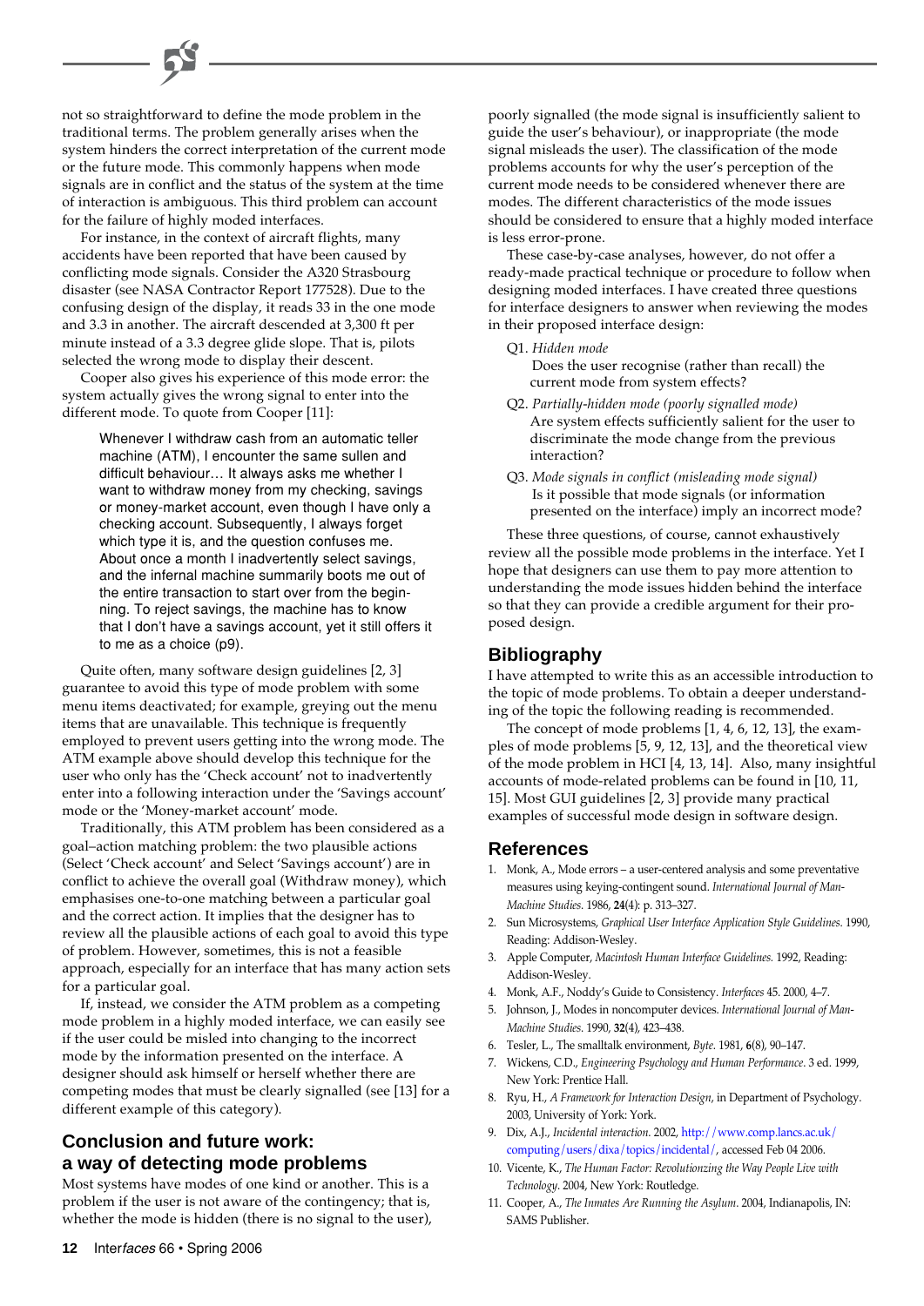not so straightforward to define the mode problem in the traditional terms. The problem generally arises when the system hinders the correct interpretation of the current mode or the future mode. This commonly happens when mode signals are in conflict and the status of the system at the time of interaction is ambiguous. This third problem can account for the failure of highly moded interfaces.

For instance, in the context of aircraft flights, many accidents have been reported that have been caused by conflicting mode signals. Consider the A320 Strasbourg disaster (see NASA Contractor Report 177528). Due to the confusing design of the display, it reads 33 in the one mode and 3.3 in another. The aircraft descended at 3,300 ft per minute instead of a 3.3 degree glide slope. That is, pilots selected the wrong mode to display their descent.

Cooper also gives his experience of this mode error: the system actually gives the wrong signal to enter into the different mode. To quote from Cooper [11]:

> Whenever I withdraw cash from an automatic teller machine (ATM), I encounter the same sullen and difficult behaviour… It always asks me whether I want to withdraw money from my checking, savings or money-market account, even though I have only a checking account. Subsequently, I always forget which type it is, and the question confuses me. About once a month I inadvertently select savings, and the infernal machine summarily boots me out of the entire transaction to start over from the beginning. To reject savings, the machine has to know that I don't have a savings account, yet it still offers it to me as a choice (p9).

Quite often, many software design guidelines [2, 3] guarantee to avoid this type of mode problem with some menu items deactivated; for example, greying out the menu items that are unavailable. This technique is frequently employed to prevent users getting into the wrong mode. The ATM example above should develop this technique for the user who only has the 'Check account' not to inadvertently enter into a following interaction under the 'Savings account' mode or the 'Money-market account' mode.

Traditionally, this ATM problem has been considered as a goal–action matching problem: the two plausible actions (Select 'Check account' and Select 'Savings account') are in conflict to achieve the overall goal (Withdraw money), which emphasises one-to-one matching between a particular goal and the correct action. It implies that the designer has to review all the plausible actions of each goal to avoid this type of problem. However, sometimes, this is not a feasible approach, especially for an interface that has many action sets for a particular goal.

If, instead, we consider the ATM problem as a competing mode problem in a highly moded interface, we can easily see if the user could be misled into changing to the incorrect mode by the information presented on the interface. A designer should ask himself or herself whether there are competing modes that must be clearly signalled (see [13] for a different example of this category).

## Conclusion and future work: a way of detecting mode problems

Most systems have modes of one kind or another. This is a problem if the user is not aware of the contingency; that is, whether the mode is hidden (there is no signal to the user), poorly signalled (the mode signal is insufficiently salient to guide the user's behaviour), or inappropriate (the mode signal misleads the user). The classification of the mode problems accounts for why the user's perception of the current mode needs to be considered whenever there are modes. The different characteristics of the mode issues should be considered to ensure that a highly moded interface is less error-prone.

These case-by-case analyses, however, do not offer a ready-made practical technique or procedure to follow when designing moded interfaces. I have created three questions for interface designers to answer when reviewing the modes in their proposed interface design:

- Q1. *Hidden mode*
  Does the user recognise (rather than recall) the current mode from system effects?
- Q2. *Partially-hidden mode (poorly signalled mode)*
  Are system effects sufficiently salient for the user to discriminate the mode change from the previous interaction?
- Q3. *Mode signals in conflict (misleading mode signal)*
  Is it possible that mode signals (or information presented on the interface) imply an incorrect mode?

These three questions, of course, cannot exhaustively review all the possible mode problems in the interface. Yet I hope that designers can use them to pay more attention to understanding the mode issues hidden behind the interface so that they can provide a credible argument for their proposed design.

## Bibliography

I have attempted to write this as an accessible introduction to the topic of mode problems. To obtain a deeper understanding of the topic the following reading is recommended.

The concept of mode problems [1, 4, 6, 12, 13], the examples of mode problems [5, 9, 12, 13], and the theoretical view of the mode problem in HCI [4, 13, 14]. Also, many insightful accounts of mode-related problems can be found in [10, 11, 15]. Most GUI guidelines [2, 3] provide many practical examples of successful mode design in software design.

## References

1. Monk, A., Mode errors – a user-centered analysis and some preventative measures using keying-contingent sound. *International Journal of Man-Machine Studies*. 1986, **24**(4): p. 313–327.
2. Sun Microsystems, *Graphical User Interface Application Style Guidelines*. 1990, Reading: Addison-Wesley.
3. Apple Computer, *Macintosh Human Interface Guidelines*. 1992, Reading: Addison-Wesley.
4. Monk, A.F., Noddy's Guide to Consistency. *Interfaces* 45. 2000, 4–7.
5. Johnson, J., Modes in noncomputer devices. *International Journal of Man-Machine Studies*. 1990, **32**(4), 423–438.
6. Tesler, L., The smalltalk environment, *Byte*. 1981, **6**(8), 90–147.
7. Wickens, C.D., *Engineering Psychology and Human Performance*. 3 ed. 1999, New York: Prentice Hall.
8. Ryu, H., *A Framework for Interaction Design*, in Department of Psychology. 2003, University of York: York.
9. Dix, A.J., *Incidental interaction*. 2002, http://www.comp.lancs.ac.uk/computing/users/dixa/topics/incidental/, accessed Feb 04 2006.
10. Vicente, K., *The Human Factor: Revolutionzing the Way People Live with Technology*. 2004, New York: Routledge.
11. Cooper, A., *The Inmates Are Running the Asylum*. 2004, Indianapolis, IN: SAMS Publisher.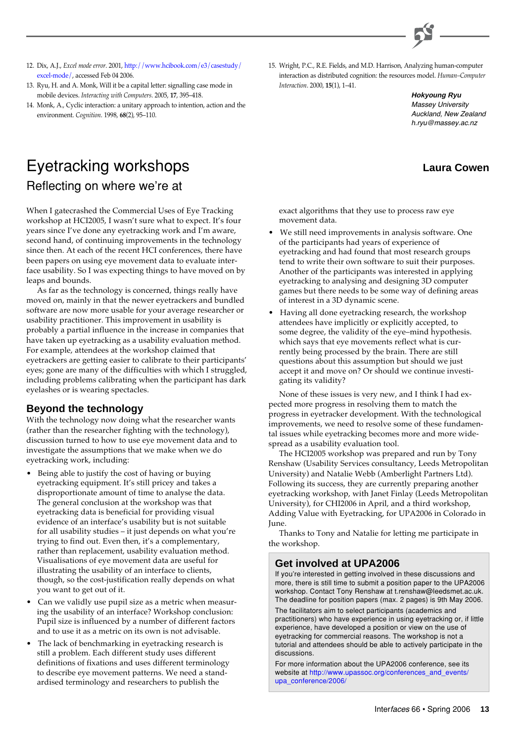12. Dix, A.J., *Excel mode error*. 2001, http://www.hcibook.com/e3/casestudy/excel-mode/, accessed Feb 04 2006.
13. Ryu, H. and A. Monk, Will it be a capital letter: signalling case mode in mobile devices. *Interacting with Computers*. 2005, **17**, 395–418.
14. Monk, A., Cyclic interaction: a unitary approach to intention, action and the environment. *Cognition*. 1998, **68**(2), 95–110.
15. Wright, P.C., R.E. Fields, and M.D. Harrison, Analyzing human-computer interaction as distributed cognition: the resources model. *Human–Computer Interaction*. 2000, **15**(1), 1–41.

***Hokyoung Ryu***
*Massey University*
*Auckland, New Zealand*
*h.ryu@massey.ac.nz*

# Eyetracking workshops

## Reflecting on where we're at

**Laura Cowen**

When I gatecrashed the Commercial Uses of Eye Tracking workshop at HCI2005, I wasn't sure what to expect. It's four years since I've done any eyetracking work and I'm aware, second hand, of continuing improvements in the technology since then. At each of the recent HCI conferences, there have been papers on using eye movement data to evaluate interface usability. So I was expecting things to have moved on by leaps and bounds.

As far as the technology is concerned, things really have moved on, mainly in that the newer eyetrackers and bundled software are now more usable for your average researcher or usability practitioner. This improvement in usability is probably a partial influence in the increase in companies that have taken up eyetracking as a usability evaluation method. For example, attendees at the workshop claimed that eyetrackers are getting easier to calibrate to their participants' eyes; gone are many of the difficulties with which I struggled, including problems calibrating when the participant has dark eyelashes or is wearing spectacles.

### Beyond the technology

With the technology now doing what the researcher wants (rather than the researcher fighting with the technology), discussion turned to how to use eye movement data and to investigate the assumptions that we make when we do eyetracking work, including:

- Being able to justify the cost of having or buying eyetracking equipment. It's still pricey and takes a disproportionate amount of time to analyse the data. The general conclusion at the workshop was that eyetracking data is beneficial for providing visual evidence of an interface's usability but is not suitable for all usability studies – it just depends on what you're trying to find out. Even then, it's a complementary, rather than replacement, usability evaluation method. Visualisations of eye movement data are useful for illustrating the usability of an interface to clients, though, so the cost-justification really depends on what you want to get out of it.
- Can we validly use pupil size as a metric when measuring the usability of an interface? Workshop conclusion: Pupil size is influenced by a number of different factors and to use it as a metric on its own is not advisable.
- The lack of benchmarking in eyetracking research is still a problem. Each different study uses different definitions of fixations and uses different terminology to describe eye movement patterns. We need a standardised terminology and researchers to publish the exact algorithms that they use to process raw eye movement data.
- We still need improvements in analysis software. One of the participants had years of experience of eyetracking and had found that most research groups tend to write their own software to suit their purposes. Another of the participants was interested in applying eyetracking to analysing and designing 3D computer games but there needs to be some way of defining areas of interest in a 3D dynamic scene.
- Having all done eyetracking research, the workshop attendees have implicitly or explicitly accepted, to some degree, the validity of the eye–mind hypothesis. which says that eye movements reflect what is currently being processed by the brain. There are still questions about this assumption but should we just accept it and move on? Or should we continue investigating its validity?

None of these issues is very new, and I think I had expected more progress in resolving them to match the progress in eyetracker development. With the technological improvements, we need to resolve some of these fundamental issues while eyetracking becomes more and more widespread as a usability evaluation tool.

The HCI2005 workshop was prepared and run by Tony Renshaw (Usability Services consultancy, Leeds Metropolitan University) and Natalie Webb (Amberlight Partners Ltd). Following its success, they are currently preparing another eyetracking workshop, with Janet Finlay (Leeds Metropolitan University), for CHI2006 in April, and a third workshop, Adding Value with Eyetracking, for UPA2006 in Colorado in June.

Thanks to Tony and Natalie for letting me participate in the workshop.

### Get involved at UPA2006

If you're interested in getting involved in these discussions and more, there is still time to submit a position paper to the UPA2006 workshop. Contact Tony Renshaw at t.renshaw@leedsmet.ac.uk. The deadline for position papers (max. 2 pages) is 9th May 2006.

The facilitators aim to select participants (academics and practitioners) who have experience in using eyetracking or, if little experience, have developed a position or view on the use of eyetracking for commercial reasons. The workshop is not a tutorial and attendees should be able to actively participate in the discussions.

For more information about the UPA2006 conference, see its website at http://www.upassoc.org/conferences_and_events/upa_conference/2006/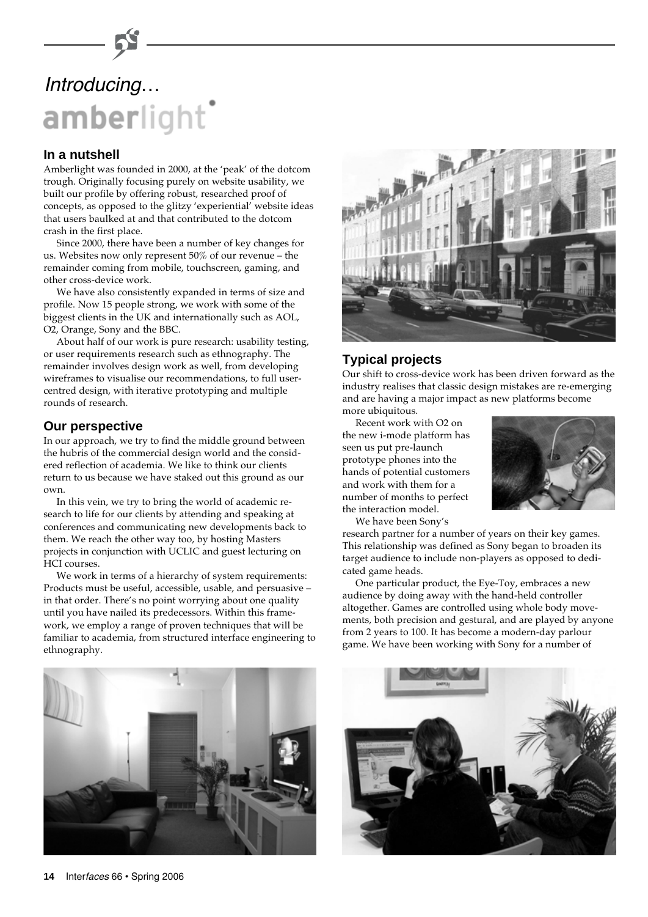# *Introducing…*

# amberlight

## In a nutshell

Amberlight was founded in 2000, at the 'peak' of the dotcom trough. Originally focusing purely on website usability, we built our profile by offering robust, researched proof of concepts, as opposed to the glitzy 'experiential' website ideas that users baulked at and that contributed to the dotcom crash in the first place.

Since 2000, there have been a number of key changes for us. Websites now only represent 50% of our revenue – the remainder coming from mobile, touchscreen, gaming, and other cross-device work.

We have also consistently expanded in terms of size and profile. Now 15 people strong, we work with some of the biggest clients in the UK and internationally such as AOL, O2, Orange, Sony and the BBC.

About half of our work is pure research: usability testing, or user requirements research such as ethnography. The remainder involves design work as well, from developing wireframes to visualise our recommendations, to full user-centred design, with iterative prototyping and multiple rounds of research.

## Our perspective

In our approach, we try to find the middle ground between the hubris of the commercial design world and the considered reflection of academia. We like to think our clients return to us because we have staked out this ground as our own.

In this vein, we try to bring the world of academic research to life for our clients by attending and speaking at conferences and communicating new developments back to them. We reach the other way too, by hosting Masters projects in conjunction with UCLIC and guest lecturing on HCI courses.

We work in terms of a hierarchy of system requirements: Products must be useful, accessible, usable, and persuasive – in that order. There's no point worrying about one quality until you have nailed its predecessors. Within this framework, we employ a range of proven techniques that will be familiar to academia, from structured interface engineering to ethnography.

## Typical projects

Our shift to cross-device work has been driven forward as the industry realises that classic design mistakes are re-emerging and are having a major impact as new platforms become more ubiquitous.

Recent work with O2 on the new i-mode platform has seen us put pre-launch prototype phones into the hands of potential customers and work with them for a number of months to perfect the interaction model.

We have been Sony's research partner for a number of years on their key games. This relationship was defined as Sony began to broaden its target audience to include non-players as opposed to dedicated game heads.

One particular product, the Eye-Toy, embraces a new audience by doing away with the hand-held controller altogether. Games are controlled using whole body movements, both precision and gestural, and are played by anyone from 2 years to 100. It has become a modern-day parlour game. We have been working with Sony for a number of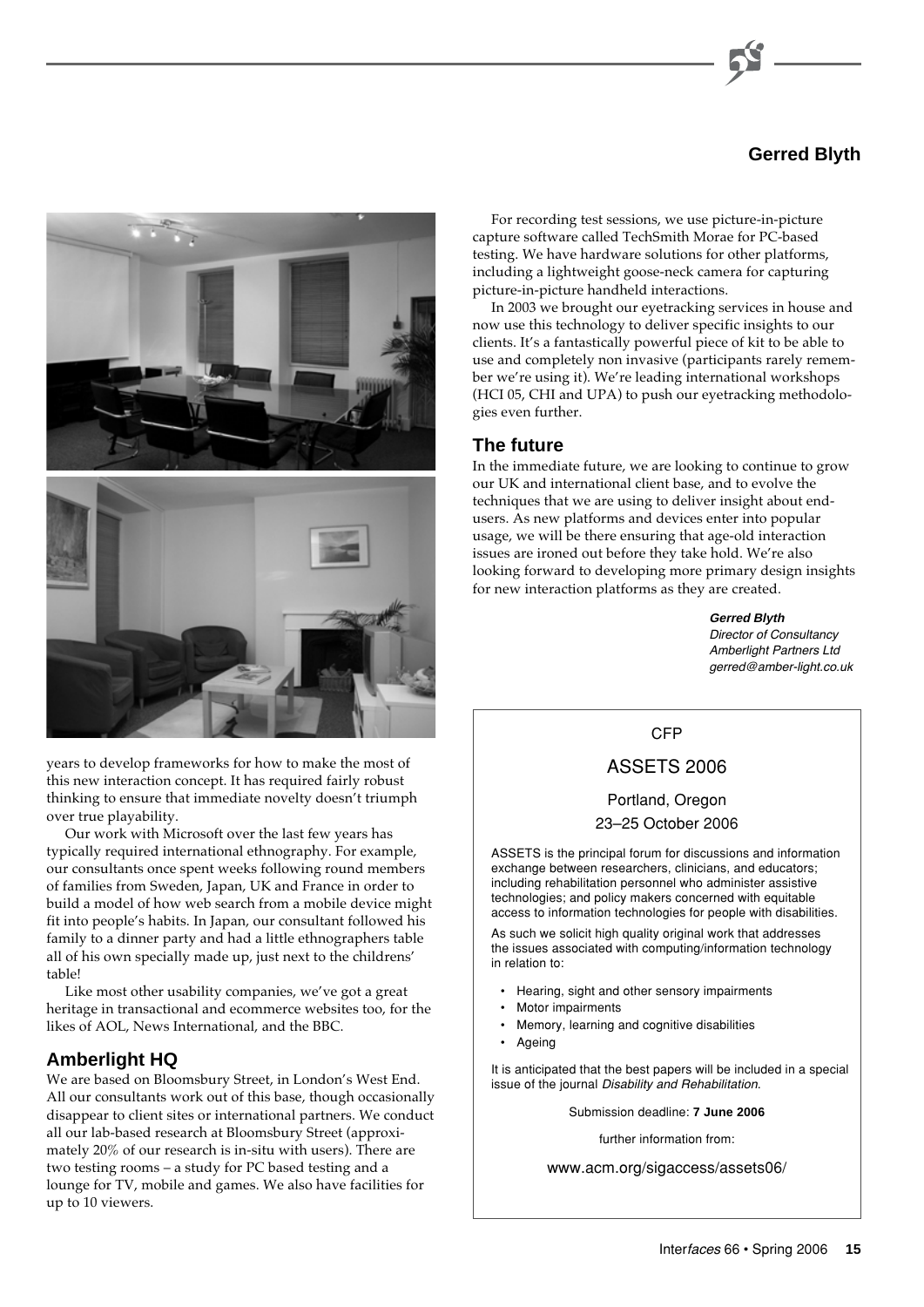## Gerred Blyth

years to develop frameworks for how to make the most of this new interaction concept. It has required fairly robust thinking to ensure that immediate novelty doesn't triumph over true playability.

Our work with Microsoft over the last few years has typically required international ethnography. For example, our consultants once spent weeks following round members of families from Sweden, Japan, UK and France in order to build a model of how web search from a mobile device might fit into people's habits. In Japan, our consultant followed his family to a dinner party and had a little ethnographers table all of his own specially made up, just next to the childrens' table!

Like most other usability companies, we've got a great heritage in transactional and ecommerce websites too, for the likes of AOL, News International, and the BBC.

### Amberlight HQ

We are based on Bloomsbury Street, in London's West End. All our consultants work out of this base, though occasionally disappear to client sites or international partners. We conduct all our lab-based research at Bloomsbury Street (approximately 20% of our research is in-situ with users). There are two testing rooms – a study for PC based testing and a lounge for TV, mobile and games. We also have facilities for up to 10 viewers.

For recording test sessions, we use picture-in-picture capture software called TechSmith Morae for PC-based testing. We have hardware solutions for other platforms, including a lightweight goose-neck camera for capturing picture-in-picture handheld interactions.

In 2003 we brought our eyetracking services in house and now use this technology to deliver specific insights to our clients. It's a fantastically powerful piece of kit to be able to use and completely non invasive (participants rarely remember we're using it). We're leading international workshops (HCI 05, CHI and UPA) to push our eyetracking methodologies even further.

### The future

In the immediate future, we are looking to continue to grow our UK and international client base, and to evolve the techniques that we are using to deliver insight about end-users. As new platforms and devices enter into popular usage, we will be there ensuring that age-old interaction issues are ironed out before they take hold. We're also looking forward to developing more primary design insights for new interaction platforms as they are created.

***Gerred Blyth***
*Director of Consultancy*
*Amberlight Partners Ltd*
*gerred@amber-light.co.uk*

---

CFP

**ASSETS 2006**

Portland, Oregon
23–25 October 2006

ASSETS is the principal forum for discussions and information exchange between researchers, clinicians, and educators; including rehabilitation personnel who administer assistive technologies; and policy makers concerned with equitable access to information technologies for people with disabilities.

As such we solicit high quality original work that addresses the issues associated with computing/information technology in relation to:

- Hearing, sight and other sensory impairments
- Motor impairments
- Memory, learning and cognitive disabilities
- Ageing

It is anticipated that the best papers will be included in a special issue of the journal *Disability and Rehabilitation*.

Submission deadline: **7 June 2006**

further information from:

www.acm.org/sigaccess/assets06/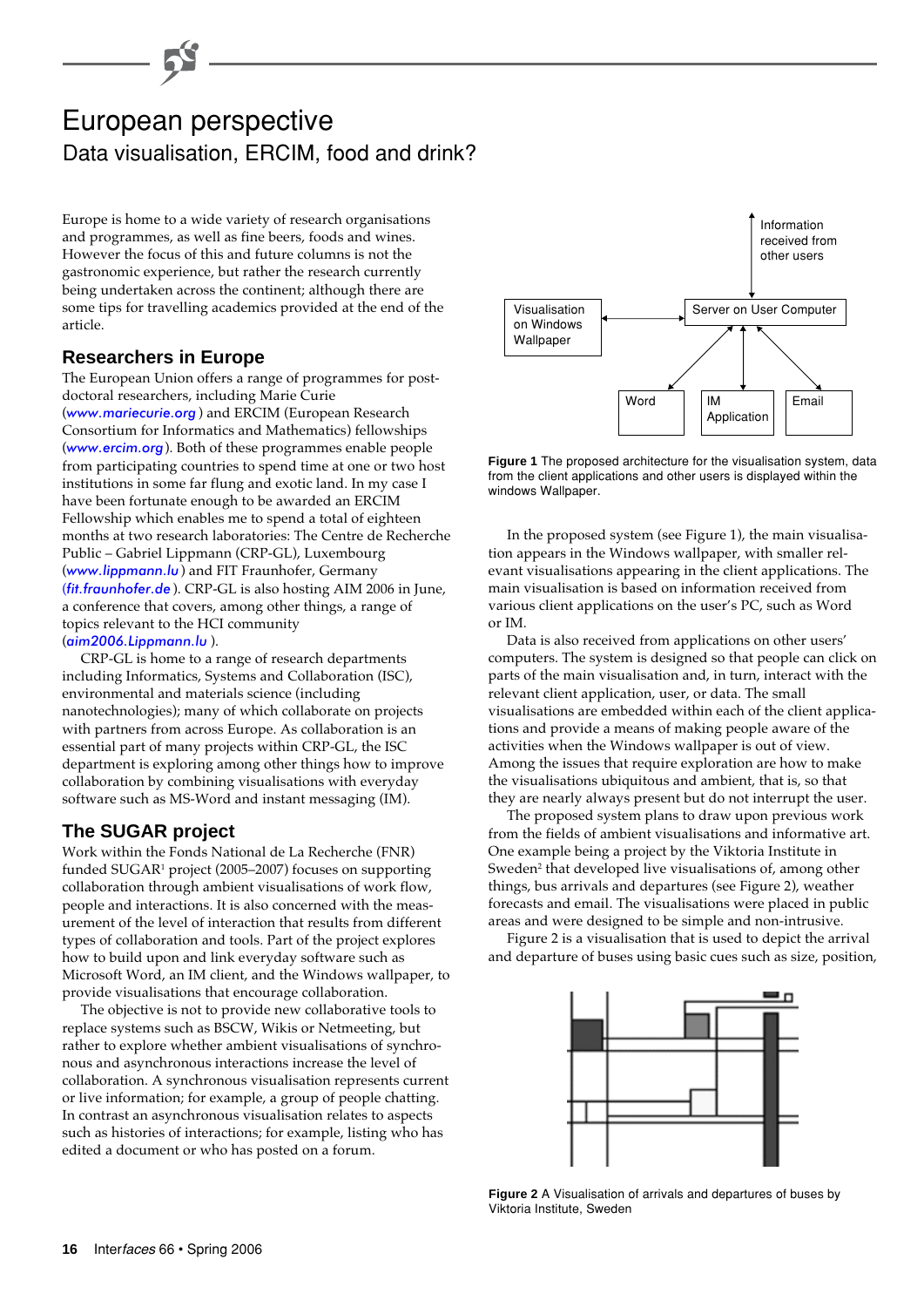# European perspective

## Data visualisation, ERCIM, food and drink?

Europe is home to a wide variety of research organisations and programmes, as well as fine beers, foods and wines. However the focus of this and future columns is not the gastronomic experience, but rather the research currently being undertaken across the continent; although there are some tips for travelling academics provided at the end of the article.

### Researchers in Europe

The European Union offers a range of programmes for post-doctoral researchers, including Marie Curie (*www.mariecurie.org*) and ERCIM (European Research Consortium for Informatics and Mathematics) fellowships (*www.ercim.org*). Both of these programmes enable people from participating countries to spend time at one or two host institutions in some far flung and exotic land. In my case I have been fortunate enough to be awarded an ERCIM Fellowship which enables me to spend a total of eighteen months at two research laboratories: The Centre de Recherche Public – Gabriel Lippmann (CRP-GL), Luxembourg (*www.lippmann.lu*) and FIT Fraunhofer, Germany (*fit.fraunhofer.de*). CRP-GL is also hosting AIM 2006 in June, a conference that covers, among other things, a range of topics relevant to the HCI community (*aim2006.Lippmann.lu*).

CRP-GL is home to a range of research departments including Informatics, Systems and Collaboration (ISC), environmental and materials science (including nanotechnologies); many of which collaborate on projects with partners from across Europe. As collaboration is an essential part of many projects within CRP-GL, the ISC department is exploring among other things how to improve collaboration by combining visualisations with everyday software such as MS-Word and instant messaging (IM).

### The SUGAR project

Work within the Fonds National de La Recherche (FNR) funded SUGAR[1] project (2005–2007) focuses on supporting collaboration through ambient visualisations of work flow, people and interactions. It is also concerned with the measurement of the level of interaction that results from different types of collaboration and tools. Part of the project explores how to build upon and link everyday software such as Microsoft Word, an IM client, and the Windows wallpaper, to provide visualisations that encourage collaboration.

The objective is not to provide new collaborative tools to replace systems such as BSCW, Wikis or Netmeeting, but rather to explore whether ambient visualisations of synchronous and asynchronous interactions increase the level of collaboration. A synchronous visualisation represents current or live information; for example, a group of people chatting. In contrast an asynchronous visualisation relates to aspects such as histories of interactions; for example, listing who has edited a document or who has posted on a forum.

**Figure 1** The proposed architecture for the visualisation system, data from the client applications and other users is displayed within the windows Wallpaper.

In the proposed system (see Figure 1), the main visualisation appears in the Windows wallpaper, with smaller relevant visualisations appearing in the client applications. The main visualisation is based on information received from various client applications on the user's PC, such as Word or IM.

Data is also received from applications on other users' computers. The system is designed so that people can click on parts of the main visualisation and, in turn, interact with the relevant client application, user, or data. The small visualisations are embedded within each of the client applications and provide a means of making people aware of the activities when the Windows wallpaper is out of view. Among the issues that require exploration are how to make the visualisations ubiquitous and ambient, that is, so that they are nearly always present but do not interrupt the user.

The proposed system plans to draw upon previous work from the fields of ambient visualisations and informative art. One example being a project by the Viktoria Institute in Sweden[2] that developed live visualisations of, among other things, bus arrivals and departures (see Figure 2), weather forecasts and email. The visualisations were placed in public areas and were designed to be simple and non-intrusive.

Figure 2 is a visualisation that is used to depict the arrival and departure of buses using basic cues such as size, position,

**Figure 2** A Visualisation of arrivals and departures of buses by Viktoria Institute, Sweden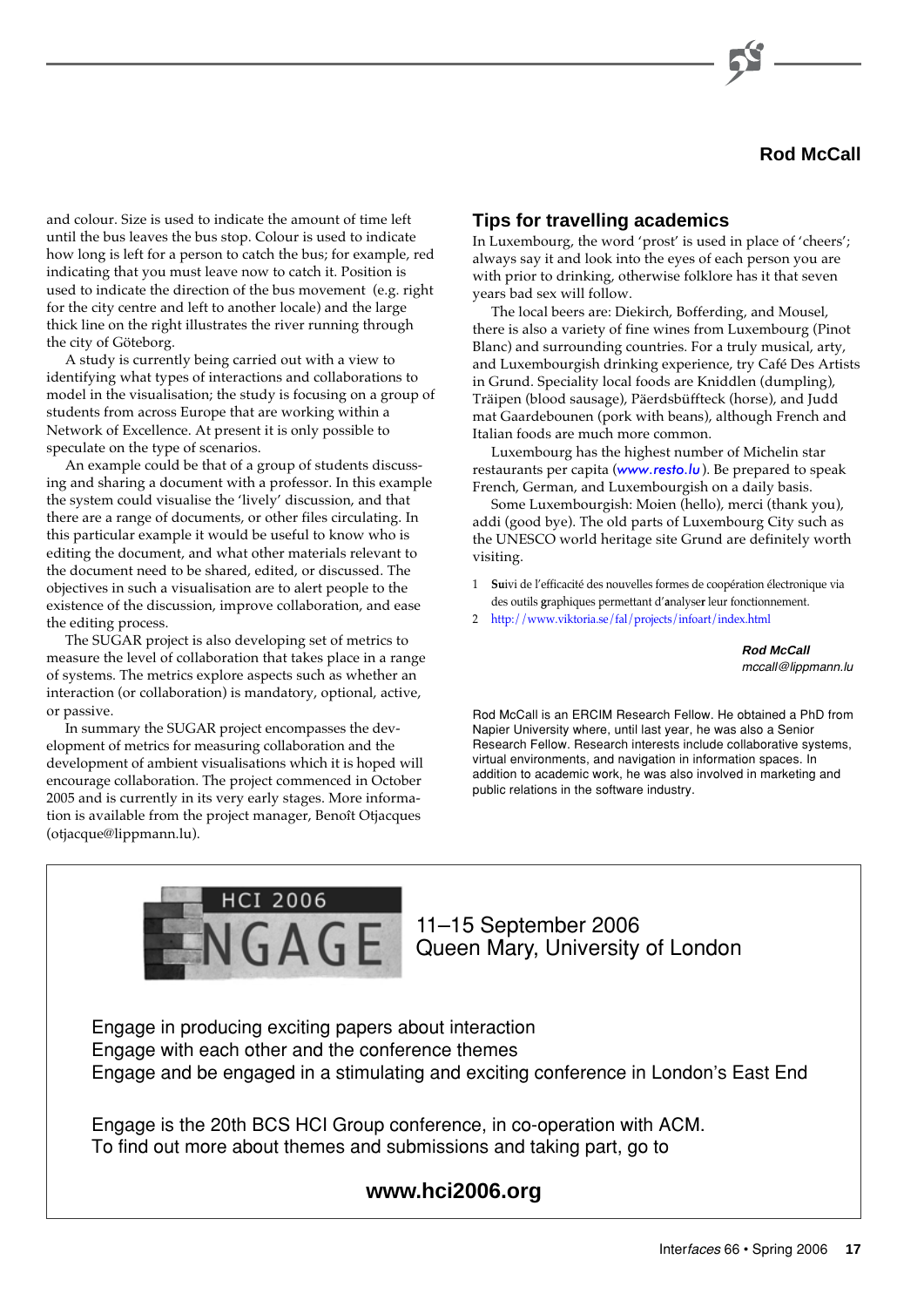and colour. Size is used to indicate the amount of time left until the bus leaves the bus stop. Colour is used to indicate how long is left for a person to catch the bus; for example, red indicating that you must leave now to catch it. Position is used to indicate the direction of the bus movement (e.g. right for the city centre and left to another locale) and the large thick line on the right illustrates the river running through the city of Göteborg.

A study is currently being carried out with a view to identifying what types of interactions and collaborations to model in the visualisation; the study is focusing on a group of students from across Europe that are working within a Network of Excellence. At present it is only possible to speculate on the type of scenarios.

An example could be that of a group of students discussing and sharing a document with a professor. In this example the system could visualise the 'lively' discussion, and that there are a range of documents, or other files circulating. In this particular example it would be useful to know who is editing the document, and what other materials relevant to the document need to be shared, edited, or discussed. The objectives in such a visualisation are to alert people to the existence of the discussion, improve collaboration, and ease the editing process.

The SUGAR project is also developing set of metrics to measure the level of collaboration that takes place in a range of systems. The metrics explore aspects such as whether an interaction (or collaboration) is mandatory, optional, active, or passive.

In summary the SUGAR project encompasses the development of metrics for measuring collaboration and the development of ambient visualisations which it is hoped will encourage collaboration. The project commenced in October 2005 and is currently in its very early stages. More information is available from the project manager, Benoît Otjacques (otjacque@lippmann.lu).

## Tips for travelling academics

In Luxembourg, the word 'prost' is used in place of 'cheers'; always say it and look into the eyes of each person you are with prior to drinking, otherwise folklore has it that seven years bad sex will follow.

The local beers are: Diekirch, Bofferding, and Mousel, there is also a variety of fine wines from Luxembourg (Pinot Blanc) and surrounding countries. For a truly musical, arty, and Luxembourgish drinking experience, try Café Des Artists in Grund. Speciality local foods are Kniddlen (dumpling), Träipen (blood sausage), Päerdsbüffteck (horse), and Judd mat Gaardebounen (pork with beans), although French and Italian foods are much more common.

Luxembourg has the highest number of Michelin star restaurants per capita (*www.resto.lu*). Be prepared to speak French, German, and Luxembourgish on a daily basis.

Some Luxembourgish: Moien (hello), merci (thank you), addi (good bye). The old parts of Luxembourg City such as the UNESCO world heritage site Grund are definitely worth visiting.

1 **Su**ivi de l'efficacité des nouvelles formes de coopération électronique via des outils **g**raphiques permettant d'**a**nalyse**r** leur fonctionnement.
2 http://www.viktoria.se/fal/projects/infoart/index.html

***Rod McCall***
*mccall@lippmann.lu*

Rod McCall is an ERCIM Research Fellow. He obtained a PhD from Napier University where, until last year, he was also a Senior Research Fellow. Research interests include collaborative systems, virtual environments, and navigation in information spaces. In addition to academic work, he was also involved in marketing and public relations in the software industry.

---

HCI 2006 ENGAGE

11–15 September 2006
Queen Mary, University of London

Engage in producing exciting papers about interaction
Engage with each other and the conference themes
Engage and be engaged in a stimulating and exciting conference in London's East End

Engage is the 20th BCS HCI Group conference, in co-operation with ACM.
To find out more about themes and submissions and taking part, go to

**www.hci2006.org**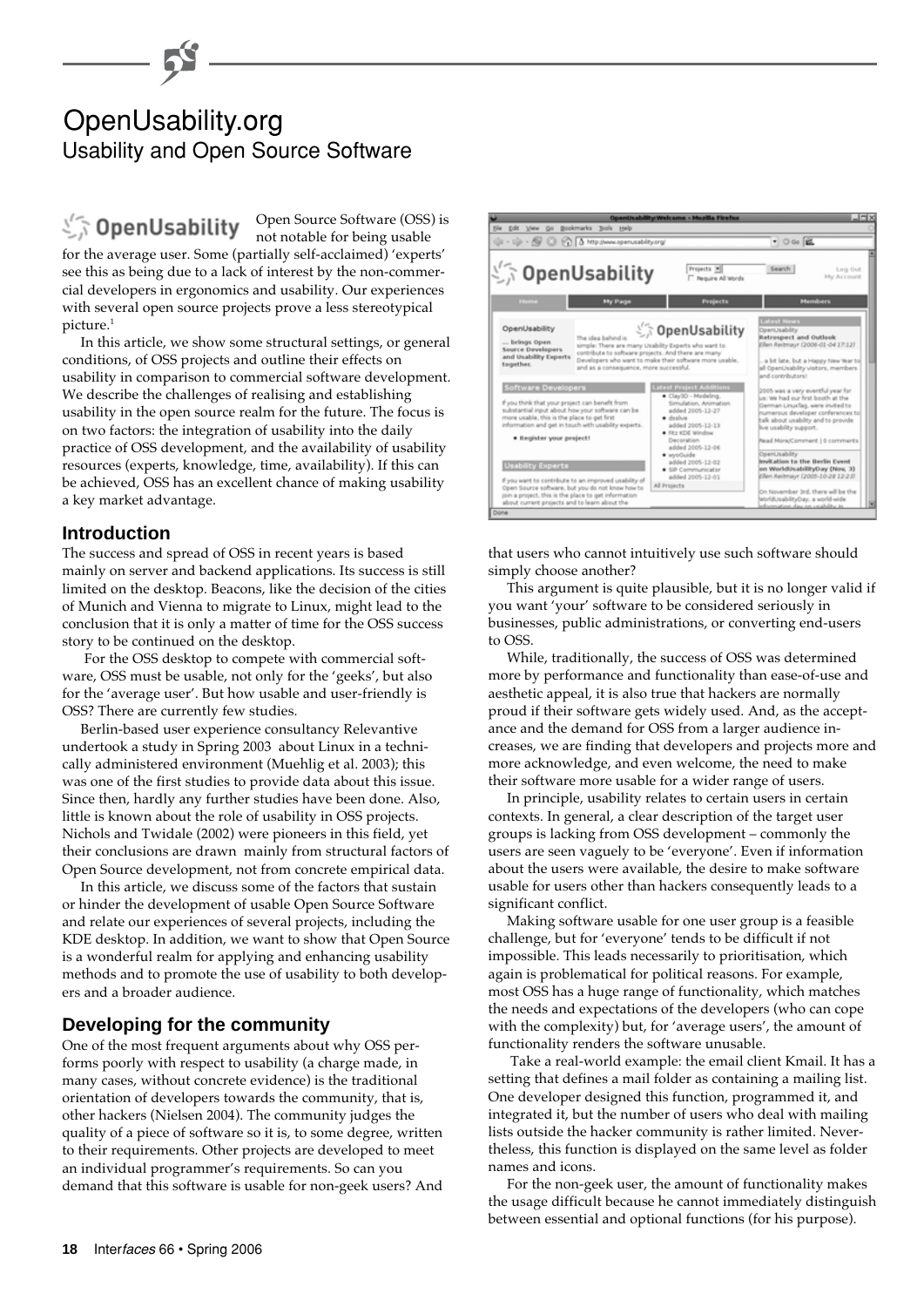# OpenUsability.org

## Usability and Open Source Software

Open Source Software (OSS) is not notable for being usable for the average user. Some (partially self-acclaimed) 'experts' see this as being due to a lack of interest by the non-commercial developers in ergonomics and usability. Our experiences with several open source projects prove a less stereotypical picture.[1]

In this article, we show some structural settings, or general conditions, of OSS projects and outline their effects on usability in comparison to commercial software development. We describe the challenges of realising and establishing usability in the open source realm for the future. The focus is on two factors: the integration of usability into the daily practice of OSS development, and the availability of usability resources (experts, knowledge, time, availability). If this can be achieved, OSS has an excellent chance of making usability a key market advantage.

### Introduction

The success and spread of OSS in recent years is based mainly on server and backend applications. Its success is still limited on the desktop. Beacons, like the decision of the cities of Munich and Vienna to migrate to Linux, might lead to the conclusion that it is only a matter of time for the OSS success story to be continued on the desktop.

For the OSS desktop to compete with commercial software, OSS must be usable, not only for the 'geeks', but also for the 'average user'. But how usable and user-friendly is OSS? There are currently few studies.

Berlin-based user experience consultancy Relevantive undertook a study in Spring 2003 about Linux in a technically administered environment (Muehlig et al. 2003); this was one of the first studies to provide data about this issue. Since then, hardly any further studies have been done. Also, little is known about the role of usability in OSS projects. Nichols and Twidale (2002) were pioneers in this field, yet their conclusions are drawn mainly from structural factors of Open Source development, not from concrete empirical data.

In this article, we discuss some of the factors that sustain or hinder the development of usable Open Source Software and relate our experiences of several projects, including the KDE desktop. In addition, we want to show that Open Source is a wonderful realm for applying and enhancing usability methods and to promote the use of usability to both developers and a broader audience.

### Developing for the community

One of the most frequent arguments about why OSS performs poorly with respect to usability (a charge made, in many cases, without concrete evidence) is the traditional orientation of developers towards the community, that is, other hackers (Nielsen 2004). The community judges the quality of a piece of software so it is, to some degree, written to their requirements. Other projects are developed to meet an individual programmer's requirements. So can you demand that this software is usable for non-geek users? And that users who cannot intuitively use such software should simply choose another?

This argument is quite plausible, but it is no longer valid if you want 'your' software to be considered seriously in businesses, public administrations, or converting end-users to OSS.

While, traditionally, the success of OSS was determined more by performance and functionality than ease-of-use and aesthetic appeal, it is also true that hackers are normally proud if their software gets widely used. And, as the acceptance and the demand for OSS from a larger audience increases, we are finding that developers and projects more and more acknowledge, and even welcome, the need to make their software more usable for a wider range of users.

In principle, usability relates to certain users in certain contexts. In general, a clear description of the target user groups is lacking from OSS development – commonly the users are seen vaguely to be 'everyone'. Even if information about the users were available, the desire to make software usable for users other than hackers consequently leads to a significant conflict.

Making software usable for one user group is a feasible challenge, but for 'everyone' tends to be difficult if not impossible. This leads necessarily to prioritisation, which again is problematical for political reasons. For example, most OSS has a huge range of functionality, which matches the needs and expectations of the developers (who can cope with the complexity) but, for 'average users', the amount of functionality renders the software unusable.

Take a real-world example: the email client Kmail. It has a setting that defines a mail folder as containing a mailing list. One developer designed this function, programmed it, and integrated it, but the number of users who deal with mailing lists outside the hacker community is rather limited. Nevertheless, this function is displayed on the same level as folder names and icons.

For the non-geek user, the amount of functionality makes the usage difficult because he cannot immediately distinguish between essential and optional functions (for his purpose).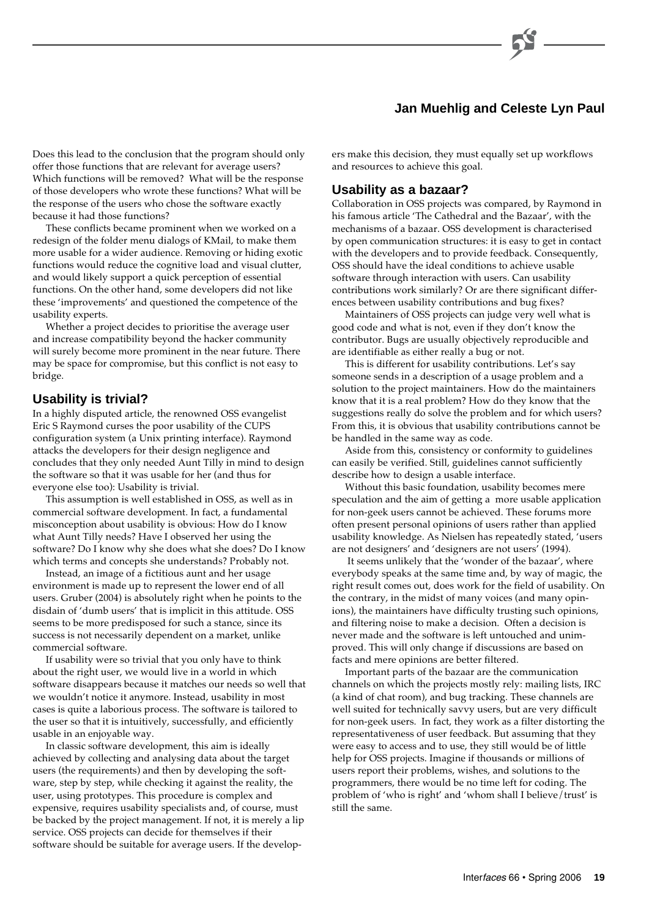Does this lead to the conclusion that the program should only offer those functions that are relevant for average users? Which functions will be removed? What will be the response of those developers who wrote these functions? What will be the response of the users who chose the software exactly because it had those functions?

These conflicts became prominent when we worked on a redesign of the folder menu dialogs of KMail, to make them more usable for a wider audience. Removing or hiding exotic functions would reduce the cognitive load and visual clutter, and would likely support a quick perception of essential functions. On the other hand, some developers did not like these 'improvements' and questioned the competence of the usability experts.

Whether a project decides to prioritise the average user and increase compatibility beyond the hacker community will surely become more prominent in the near future. There may be space for compromise, but this conflict is not easy to bridge.

## Usability is trivial?

In a highly disputed article, the renowned OSS evangelist Eric S Raymond curses the poor usability of the CUPS configuration system (a Unix printing interface). Raymond attacks the developers for their design negligence and concludes that they only needed Aunt Tilly in mind to design the software so that it was usable for her (and thus for everyone else too): Usability is trivial.

This assumption is well established in OSS, as well as in commercial software development. In fact, a fundamental misconception about usability is obvious: How do I know what Aunt Tilly needs? Have I observed her using the software? Do I know why she does what she does? Do I know which terms and concepts she understands? Probably not.

Instead, an image of a fictitious aunt and her usage environment is made up to represent the lower end of all users. Gruber (2004) is absolutely right when he points to the disdain of 'dumb users' that is implicit in this attitude. OSS seems to be more predisposed for such a stance, since its success is not necessarily dependent on a market, unlike commercial software.

If usability were so trivial that you only have to think about the right user, we would live in a world in which software disappears because it matches our needs so well that we wouldn't notice it anymore. Instead, usability in most cases is quite a laborious process. The software is tailored to the user so that it is intuitively, successfully, and efficiently usable in an enjoyable way.

In classic software development, this aim is ideally achieved by collecting and analysing data about the target users (the requirements) and then by developing the software, step by step, while checking it against the reality, the user, using prototypes. This procedure is complex and expensive, requires usability specialists and, of course, must be backed by the project management. If not, it is merely a lip service. OSS projects can decide for themselves if their software should be suitable for average users. If the developers make this decision, they must equally set up workflows and resources to achieve this goal.

## Usability as a bazaar?

Collaboration in OSS projects was compared, by Raymond in his famous article 'The Cathedral and the Bazaar', with the mechanisms of a bazaar. OSS development is characterised by open communication structures: it is easy to get in contact with the developers and to provide feedback. Consequently, OSS should have the ideal conditions to achieve usable software through interaction with users. Can usability contributions work similarly? Or are there significant differences between usability contributions and bug fixes?

Maintainers of OSS projects can judge very well what is good code and what is not, even if they don't know the contributor. Bugs are usually objectively reproducible and are identifiable as either really a bug or not.

This is different for usability contributions. Let's say someone sends in a description of a usage problem and a solution to the project maintainers. How do the maintainers know that it is a real problem? How do they know that the suggestions really do solve the problem and for which users? From this, it is obvious that usability contributions cannot be be handled in the same way as code.

Aside from this, consistency or conformity to guidelines can easily be verified. Still, guidelines cannot sufficiently describe how to design a usable interface.

Without this basic foundation, usability becomes mere speculation and the aim of getting a more usable application for non-geek users cannot be achieved. These forums more often present personal opinions of users rather than applied usability knowledge. As Nielsen has repeatedly stated, 'users are not designers' and 'designers are not users' (1994).

It seems unlikely that the 'wonder of the bazaar', where everybody speaks at the same time and, by way of magic, the right result comes out, does work for the field of usability. On the contrary, in the midst of many voices (and many opinions), the maintainers have difficulty trusting such opinions, and filtering noise to make a decision. Often a decision is never made and the software is left untouched and unimproved. This will only change if discussions are based on facts and mere opinions are better filtered.

Important parts of the bazaar are the communication channels on which the projects mostly rely: mailing lists, IRC (a kind of chat room), and bug tracking. These channels are well suited for technically savvy users, but are very difficult for non-geek users. In fact, they work as a filter distorting the representativeness of user feedback. But assuming that they were easy to access and to use, they still would be of little help for OSS projects. Imagine if thousands or millions of users report their problems, wishes, and solutions to the programmers, there would be no time left for coding. The problem of 'who is right' and 'whom shall I believe/trust' is still the same.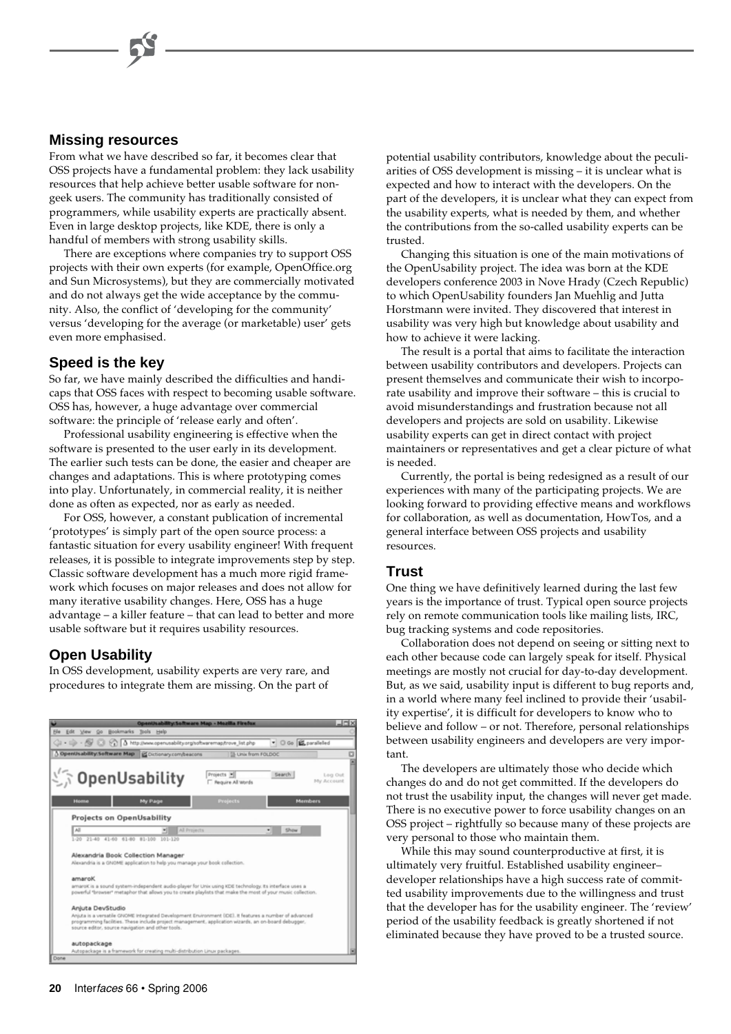## Missing resources

From what we have described so far, it becomes clear that OSS projects have a fundamental problem: they lack usability resources that help achieve better usable software for non-geek users. The community has traditionally consisted of programmers, while usability experts are practically absent. Even in large desktop projects, like KDE, there is only a handful of members with strong usability skills.

There are exceptions where companies try to support OSS projects with their own experts (for example, OpenOffice.org and Sun Microsystems), but they are commercially motivated and do not always get the wide acceptance by the community. Also, the conflict of 'developing for the community' versus 'developing for the average (or marketable) user' gets even more emphasised.

## Speed is the key

So far, we have mainly described the difficulties and handicaps that OSS faces with respect to becoming usable software. OSS has, however, a huge advantage over commercial software: the principle of 'release early and often'.

Professional usability engineering is effective when the software is presented to the user early in its development. The earlier such tests can be done, the easier and cheaper are changes and adaptations. This is where prototyping comes into play. Unfortunately, in commercial reality, it is neither done as often as expected, nor as early as needed.

For OSS, however, a constant publication of incremental 'prototypes' is simply part of the open source process: a fantastic situation for every usability engineer! With frequent releases, it is possible to integrate improvements step by step. Classic software development has a much more rigid framework which focuses on major releases and does not allow for many iterative usability changes. Here, OSS has a huge advantage – a killer feature – that can lead to better and more usable software but it requires usability resources.

## Open Usability

In OSS development, usability experts are very rare, and procedures to integrate them are missing. On the part of potential usability contributors, knowledge about the peculiarities of OSS development is missing – it is unclear what is expected and how to interact with the developers. On the part of the developers, it is unclear what they can expect from the usability experts, what is needed by them, and whether the contributions from the so-called usability experts can be trusted.

Changing this situation is one of the main motivations of the OpenUsability project. The idea was born at the KDE developers conference 2003 in Nove Hrady (Czech Republic) to which OpenUsability founders Jan Muehlig and Jutta Horstmann were invited. They discovered that interest in usability was very high but knowledge about usability and how to achieve it were lacking.

The result is a portal that aims to facilitate the interaction between usability contributors and developers. Projects can present themselves and communicate their wish to incorporate usability and improve their software – this is crucial to avoid misunderstandings and frustration because not all developers and projects are sold on usability. Likewise usability experts can get in direct contact with project maintainers or representatives and get a clear picture of what is needed.

Currently, the portal is being redesigned as a result of our experiences with many of the participating projects. We are looking forward to providing effective means and workflows for collaboration, as well as documentation, HowTos, and a general interface between OSS projects and usability resources.

## Trust

One thing we have definitively learned during the last few years is the importance of trust. Typical open source projects rely on remote communication tools like mailing lists, IRC, bug tracking systems and code repositories.

Collaboration does not depend on seeing or sitting next to each other because code can largely speak for itself. Physical meetings are mostly not crucial for day-to-day development. But, as we said, usability input is different to bug reports and, in a world where many feel inclined to provide their 'usability expertise', it is difficult for developers to know who to believe and follow – or not. Therefore, personal relationships between usability engineers and developers are very important.

The developers are ultimately those who decide which changes do and do not get committed. If the developers do not trust the usability input, the changes will never get made. There is no executive power to force usability changes on an OSS project – rightfully so because many of these projects are very personal to those who maintain them.

While this may sound counterproductive at first, it is ultimately very fruitful. Established usability engineer–developer relationships have a high success rate of committed usability improvements due to the willingness and trust that the developer has for the usability engineer. The 'review' period of the usability feedback is greatly shortened if not eliminated because they have proved to be a trusted source.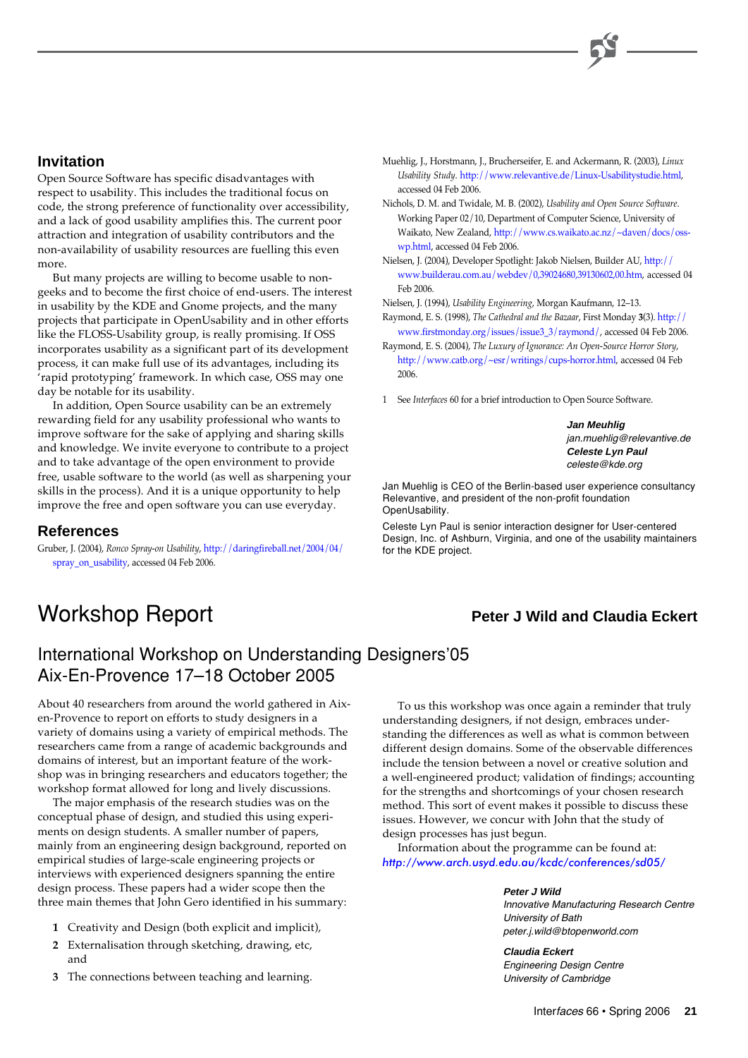## Invitation

Open Source Software has specific disadvantages with respect to usability. This includes the traditional focus on code, the strong preference of functionality over accessibility, and a lack of good usability amplifies this. The current poor attraction and integration of usability contributors and the non-availability of usability resources are fuelling this even more.

But many projects are willing to become usable to non-geeks and to become the first choice of end-users. The interest in usability by the KDE and Gnome projects, and the many projects that participate in OpenUsability and in other efforts like the FLOSS-Usability group, is really promising. If OSS incorporates usability as a significant part of its development process, it can make full use of its advantages, including its 'rapid prototyping' framework. In which case, OSS may one day be notable for its usability.

In addition, Open Source usability can be an extremely rewarding field for any usability professional who wants to improve software for the sake of applying and sharing skills and knowledge. We invite everyone to contribute to a project and to take advantage of the open environment to provide free, usable software to the world (as well as sharpening your skills in the process). And it is a unique opportunity to help improve the free and open software you can use everyday.

## References

Gruber, J. (2004), *Ronco Spray-on Usability*, http://daringfireball.net/2004/04/spray_on_usability, accessed 04 Feb 2006.

Muehlig, J., Horstmann, J., Brucherseifer, E. and Ackermann, R. (2003), *Linux Usability Study*. http://www.relevantive.de/Linux-Usabilitystudie.html, accessed 04 Feb 2006.

Nichols, D. M. and Twidale, M. B. (2002), *Usability and Open Source Software*. Working Paper 02/10, Department of Computer Science, University of Waikato, New Zealand, http://www.cs.waikato.ac.nz/~daven/docs/oss-wp.html, accessed 04 Feb 2006.

Nielsen, J. (2004), Developer Spotlight: Jakob Nielsen, Builder AU, http://www.builderau.com.au/webdev/0,39024680,39130602,00.htm, accessed 04 Feb 2006.

Nielsen, J. (1994), *Usability Engineering*, Morgan Kaufmann, 12–13.

Raymond, E. S. (1998), *The Cathedral and the Bazaar*, First Monday **3**(3). http://www.firstmonday.org/issues/issue3_3/raymond/, accessed 04 Feb 2006.

Raymond, E. S. (2004), *The Luxury of Ignorance: An Open-Source Horror Story*, http://www.catb.org/~esr/writings/cups-horror.html, accessed 04 Feb 2006.

1 See *Interfaces* 60 for a brief introduction to Open Source Software.

***Jan Meuhlig***
*jan.muehlig@relevantive.de*
***Celeste Lyn Paul***
*celeste@kde.org*

Jan Muehlig is CEO of the Berlin-based user experience consultancy Relevantive, and president of the non-profit foundation OpenUsability.

Celeste Lyn Paul is senior interaction designer for User-centered Design, Inc. of Ashburn, Virginia, and one of the usability maintainers for the KDE project.

# Workshop Report

**Peter J Wild and Claudia Eckert**

## International Workshop on Understanding Designers'05 Aix-En-Provence 17–18 October 2005

About 40 researchers from around the world gathered in Aix-en-Provence to report on efforts to study designers in a variety of domains using a variety of empirical methods. The researchers came from a range of academic backgrounds and domains of interest, but an important feature of the workshop was in bringing researchers and educators together; the workshop format allowed for long and lively discussions.

The major emphasis of the research studies was on the conceptual phase of design, and studied this using experiments on design students. A smaller number of papers, mainly from an engineering design background, reported on empirical studies of large-scale engineering projects or interviews with experienced designers spanning the entire design process. These papers had a wider scope then the three main themes that John Gero identified in his summary:

1. Creativity and Design (both explicit and implicit),
2. Externalisation through sketching, drawing, etc, and
3. The connections between teaching and learning.

To us this workshop was once again a reminder that truly understanding designers, if not design, embraces understanding the differences as well as what is common between different design domains. Some of the observable differences include the tension between a novel or creative solution and a well-engineered product; validation of findings; accounting for the strengths and shortcomings of your chosen research method. This sort of event makes it possible to discuss these issues. However, we concur with John that the study of design processes has just begun.

Information about the programme can be found at: *http://www.arch.usyd.edu.au/kcdc/conferences/sd05/*

***Peter J Wild***
*Innovative Manufacturing Research Centre*
*University of Bath*
*peter.j.wild@btopenworld.com*

***Claudia Eckert***
*Engineering Design Centre*
*University of Cambridge*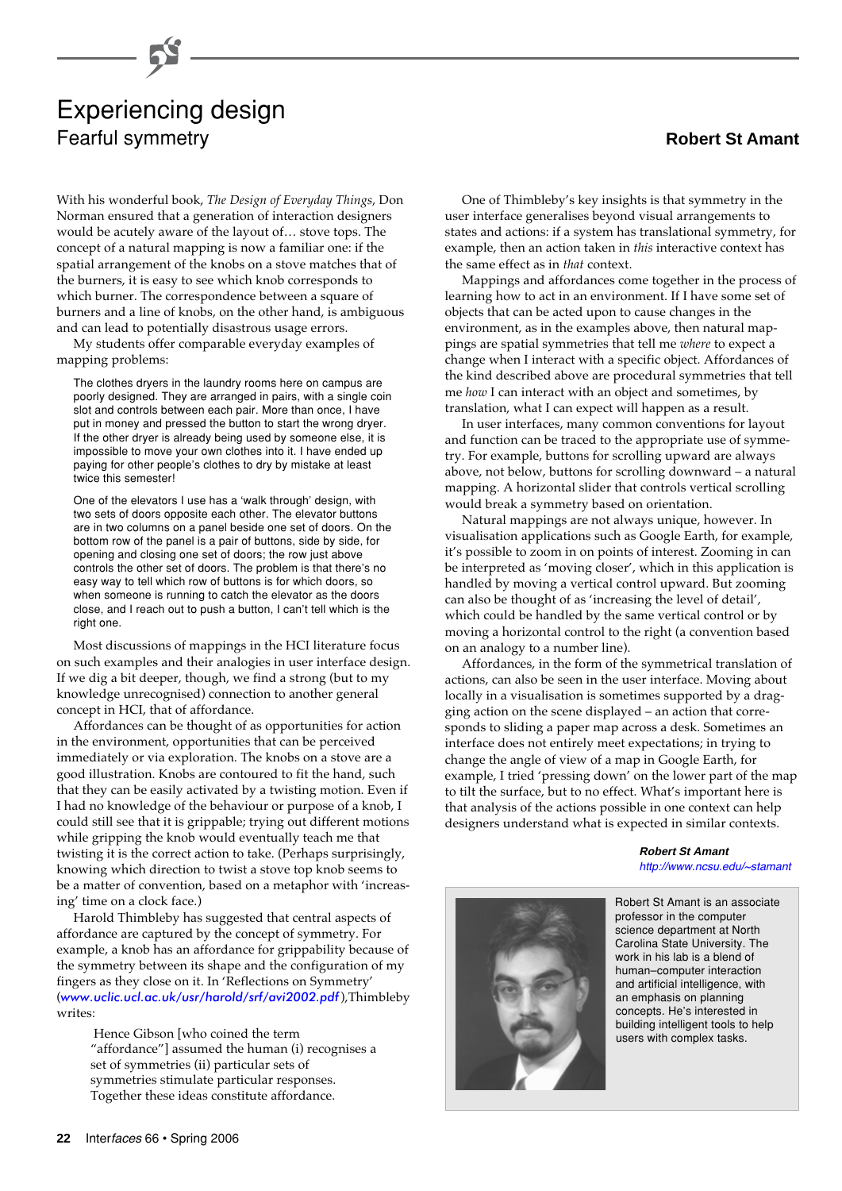# Experiencing design

## Fearful symmetry

**Robert St Amant**

With his wonderful book, *The Design of Everyday Things*, Don Norman ensured that a generation of interaction designers would be acutely aware of the layout of… stove tops. The concept of a natural mapping is now a familiar one: if the spatial arrangement of the knobs on a stove matches that of the burners, it is easy to see which knob corresponds to which burner. The correspondence between a square of burners and a line of knobs, on the other hand, is ambiguous and can lead to potentially disastrous usage errors.

My students offer comparable everyday examples of mapping problems:

> The clothes dryers in the laundry rooms here on campus are poorly designed. They are arranged in pairs, with a single coin slot and controls between each pair. More than once, I have put in money and pressed the button to start the wrong dryer. If the other dryer is already being used by someone else, it is impossible to move your own clothes into it. I have ended up paying for other people's clothes to dry by mistake at least twice this semester!
>
> One of the elevators I use has a 'walk through' design, with two sets of doors opposite each other. The elevator buttons are in two columns on a panel beside one set of doors. On the bottom row of the panel is a pair of buttons, side by side, for opening and closing one set of doors; the row just above controls the other set of doors. The problem is that there's no easy way to tell which row of buttons is for which doors, so when someone is running to catch the elevator as the doors close, and I reach out to push a button, I can't tell which is the right one.

Most discussions of mappings in the HCI literature focus on such examples and their analogies in user interface design. If we dig a bit deeper, though, we find a strong (but to my knowledge unrecognised) connection to another general concept in HCI, that of affordance.

Affordances can be thought of as opportunities for action in the environment, opportunities that can be perceived immediately or via exploration. The knobs on a stove are a good illustration. Knobs are contoured to fit the hand, such that they can be easily activated by a twisting motion. Even if I had no knowledge of the behaviour or purpose of a knob, I could still see that it is grippable; trying out different motions while gripping the knob would eventually teach me that twisting it is the correct action to take. (Perhaps surprisingly, knowing which direction to twist a stove top knob seems to be a matter of convention, based on a metaphor with 'increasing' time on a clock face.)

Harold Thimbleby has suggested that central aspects of affordance are captured by the concept of symmetry. For example, a knob has an affordance for grippability because of the symmetry between its shape and the configuration of my fingers as they close on it. In 'Reflections on Symmetry' (www.uclic.ucl.ac.uk/usr/harold/srf/avi2002.pdf),Thimbleby writes:

> Hence Gibson [who coined the term "affordance"] assumed the human (i) recognises a set of symmetries (ii) particular sets of symmetries stimulate particular responses. Together these ideas constitute affordance.

One of Thimbleby's key insights is that symmetry in the user interface generalises beyond visual arrangements to states and actions: if a system has translational symmetry, for example, then an action taken in *this* interactive context has the same effect as in *that* context.

Mappings and affordances come together in the process of learning how to act in an environment. If I have some set of objects that can be acted upon to cause changes in the environment, as in the examples above, then natural mappings are spatial symmetries that tell me *where* to expect a change when I interact with a specific object. Affordances of the kind described above are procedural symmetries that tell me *how* I can interact with an object and sometimes, by translation, what I can expect will happen as a result.

In user interfaces, many common conventions for layout and function can be traced to the appropriate use of symmetry. For example, buttons for scrolling upward are always above, not below, buttons for scrolling downward – a natural mapping. A horizontal slider that controls vertical scrolling would break a symmetry based on orientation.

Natural mappings are not always unique, however. In visualisation applications such as Google Earth, for example, it's possible to zoom in on points of interest. Zooming in can be interpreted as 'moving closer', which in this application is handled by moving a vertical control upward. But zooming can also be thought of as 'increasing the level of detail', which could be handled by the same vertical control or by moving a horizontal control to the right (a convention based on an analogy to a number line).

Affordances, in the form of the symmetrical translation of actions, can also be seen in the user interface. Moving about locally in a visualisation is sometimes supported by a dragging action on the scene displayed – an action that corresponds to sliding a paper map across a desk. Sometimes an interface does not entirely meet expectations; in trying to change the angle of view of a map in Google Earth, for example, I tried 'pressing down' on the lower part of the map to tilt the surface, but to no effect. What's important here is that analysis of the actions possible in one context can help designers understand what is expected in similar contexts.

***Robert St Amant***
http://www.ncsu.edu/~stamant

Robert St Amant is an associate professor in the computer science department at North Carolina State University. The work in his lab is a blend of human–computer interaction and artificial intelligence, with an emphasis on planning concepts. He's interested in building intelligent tools to help users with complex tasks.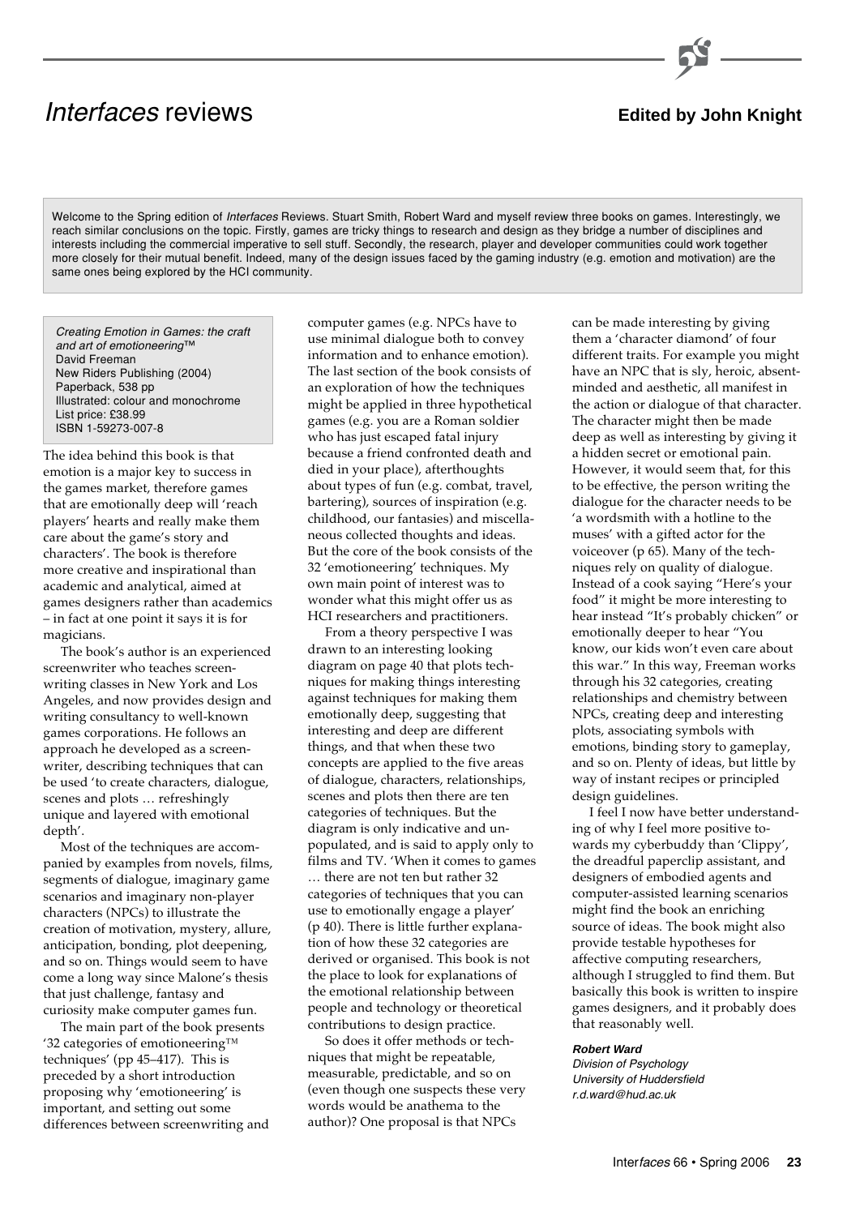# *Interfaces* reviews

**Edited by John Knight**

Welcome to the Spring edition of *Interfaces* Reviews. Stuart Smith, Robert Ward and myself review three books on games. Interestingly, we reach similar conclusions on the topic. Firstly, games are tricky things to research and design as they bridge a number of disciplines and interests including the commercial imperative to sell stuff. Secondly, the research, player and developer communities could work together more closely for their mutual benefit. Indeed, many of the design issues faced by the gaming industry (e.g. emotion and motivation) are the same ones being explored by the HCI community.

*Creating Emotion in Games: the craft and art of emotioneering™*
David Freeman
New Riders Publishing (2004)
Paperback, 538 pp
Illustrated: colour and monochrome
List price: £38.99
ISBN 1-59273-007-8

The idea behind this book is that emotion is a major key to success in the games market, therefore games that are emotionally deep will 'reach players' hearts and really make them care about the game's story and characters'. The book is therefore more creative and inspirational than academic and analytical, aimed at games designers rather than academics – in fact at one point it says it is for magicians.

The book's author is an experienced screenwriter who teaches screenwriting classes in New York and Los Angeles, and now provides design and writing consultancy to well-known games corporations. He follows an approach he developed as a screenwriter, describing techniques that can be used 'to create characters, dialogue, scenes and plots … refreshingly unique and layered with emotional depth'.

Most of the techniques are accompanied by examples from novels, films, segments of dialogue, imaginary game scenarios and imaginary non-player characters (NPCs) to illustrate the creation of motivation, mystery, allure, anticipation, bonding, plot deepening, and so on. Things would seem to have come a long way since Malone's thesis that just challenge, fantasy and curiosity make computer games fun.

The main part of the book presents '32 categories of emotioneering™ techniques' (pp 45–417). This is preceded by a short introduction proposing why 'emotioneering' is important, and setting out some differences between screenwriting and computer games (e.g. NPCs have to use minimal dialogue both to convey information and to enhance emotion). The last section of the book consists of an exploration of how the techniques might be applied in three hypothetical games (e.g. you are a Roman soldier who has just escaped fatal injury because a friend confronted death and died in your place), afterthoughts about types of fun (e.g. combat, travel, bartering), sources of inspiration (e.g. childhood, our fantasies) and miscellaneous collected thoughts and ideas. But the core of the book consists of the 32 'emotioneering' techniques. My own main point of interest was to wonder what this might offer us as HCI researchers and practitioners.

From a theory perspective I was drawn to an interesting looking diagram on page 40 that plots techniques for making things interesting against techniques for making them emotionally deep, suggesting that interesting and deep are different things, and that when these two concepts are applied to the five areas of dialogue, characters, relationships, scenes and plots then there are ten categories of techniques. But the diagram is only indicative and unpopulated, and is said to apply only to films and TV. 'When it comes to games … there are not ten but rather 32 categories of techniques that you can use to emotionally engage a player' (p 40). There is little further explanation of how these 32 categories are derived or organised. This book is not the place to look for explanations of the emotional relationship between people and technology or theoretical contributions to design practice.

So does it offer methods or techniques that might be repeatable, measurable, predictable, and so on (even though one suspects these very words would be anathema to the author)? One proposal is that NPCs can be made interesting by giving them a 'character diamond' of four different traits. For example you might have an NPC that is sly, heroic, absent-minded and aesthetic, all manifest in the action or dialogue of that character. The character might then be made deep as well as interesting by giving it a hidden secret or emotional pain. However, it would seem that, for this to be effective, the person writing the dialogue for the character needs to be 'a wordsmith with a hotline to the muses' with a gifted actor for the voiceover (p 65). Many of the techniques rely on quality of dialogue. Instead of a cook saying "Here's your food" it might be more interesting to hear instead "It's probably chicken" or emotionally deeper to hear "You know, our kids won't even care about this war." In this way, Freeman works through his 32 categories, creating relationships and chemistry between NPCs, creating deep and interesting plots, associating symbols with emotions, binding story to gameplay, and so on. Plenty of ideas, but little by way of instant recipes or principled design guidelines.

I feel I now have better understanding of why I feel more positive towards my cyberbuddy than 'Clippy', the dreadful paperclip assistant, and designers of embodied agents and computer-assisted learning scenarios might find the book an enriching source of ideas. The book might also provide testable hypotheses for affective computing researchers, although I struggled to find them. But basically this book is written to inspire games designers, and it probably does that reasonably well.

***Robert Ward***
*Division of Psychology*
*University of Huddersfield*
*r.d.ward@hud.ac.uk*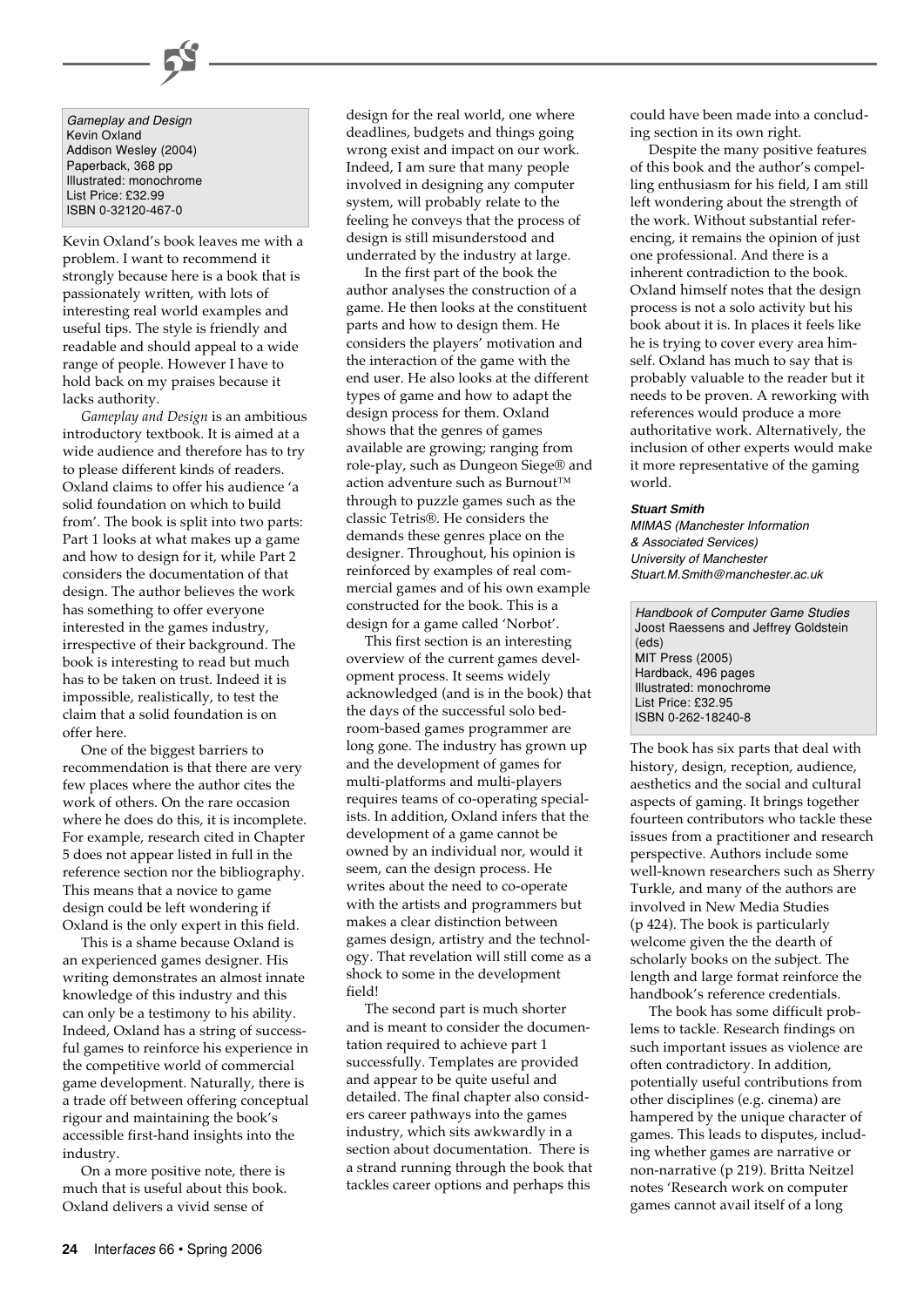*Gameplay and Design*
Kevin Oxland
Addison Wesley (2004)
Paperback, 368 pp
Illustrated: monochrome
List Price: £32.99
ISBN 0-32120-467-0

Kevin Oxland's book leaves me with a problem. I want to recommend it strongly because here is a book that is passionately written, with lots of interesting real world examples and useful tips. The style is friendly and readable and should appeal to a wide range of people. However I have to hold back on my praises because it lacks authority.

*Gameplay and Design* is an ambitious introductory textbook. It is aimed at a wide audience and therefore has to try to please different kinds of readers. Oxland claims to offer his audience 'a solid foundation on which to build from'. The book is split into two parts: Part 1 looks at what makes up a game and how to design for it, while Part 2 considers the documentation of that design. The author believes the work has something to offer everyone interested in the games industry, irrespective of their background. The book is interesting to read but much has to be taken on trust. Indeed it is impossible, realistically, to test the claim that a solid foundation is on offer here.

One of the biggest barriers to recommendation is that there are very few places where the author cites the work of others. On the rare occasion where he does do this, it is incomplete. For example, research cited in Chapter 5 does not appear listed in full in the reference section nor the bibliography. This means that a novice to game design could be left wondering if Oxland is the only expert in this field.

This is a shame because Oxland is an experienced games designer. His writing demonstrates an almost innate knowledge of this industry and this can only be a testimony to his ability. Indeed, Oxland has a string of successful games to reinforce his experience in the competitive world of commercial game development. Naturally, there is a trade off between offering conceptual rigour and maintaining the book's accessible first-hand insights into the industry.

On a more positive note, there is much that is useful about this book. Oxland delivers a vivid sense of design for the real world, one where deadlines, budgets and things going wrong exist and impact on our work. Indeed, I am sure that many people involved in designing any computer system, will probably relate to the feeling he conveys that the process of design is still misunderstood and underrated by the industry at large.

In the first part of the book the author analyses the construction of a game. He then looks at the constituent parts and how to design them. He considers the players' motivation and the interaction of the game with the end user. He also looks at the different types of game and how to adapt the design process for them. Oxland shows that the genres of games available are growing; ranging from role-play, such as Dungeon Siege® and action adventure such as Burnout™ through to puzzle games such as the classic Tetris®. He considers the demands these genres place on the designer. Throughout, his opinion is reinforced by examples of real commercial games and of his own example constructed for the book. This is a design for a game called 'Norbot'.

This first section is an interesting overview of the current games development process. It seems widely acknowledged (and is in the book) that the days of the successful solo bedroom-based games programmer are long gone. The industry has grown up and the development of games for multi-platforms and multi-players requires teams of co-operating specialists. In addition, Oxland infers that the development of a game cannot be owned by an individual nor, would it seem, can the design process. He writes about the need to co-operate with the artists and programmers but makes a clear distinction between games design, artistry and the technology. That revelation will still come as a shock to some in the development field!

The second part is much shorter and is meant to consider the documentation required to achieve part 1 successfully. Templates are provided and appear to be quite useful and detailed. The final chapter also considers career pathways into the games industry, which sits awkwardly in a section about documentation. There is a strand running through the book that tackles career options and perhaps this could have been made into a concluding section in its own right.

Despite the many positive features of this book and the author's compelling enthusiasm for his field, I am still left wondering about the strength of the work. Without substantial referencing, it remains the opinion of just one professional. And there is a inherent contradiction to the book. Oxland himself notes that the design process is not a solo activity but his book about it is. In places it feels like he is trying to cover every area himself. Oxland has much to say that is probably valuable to the reader but it needs to be proven. A reworking with references would produce a more authoritative work. Alternatively, the inclusion of other experts would make it more representative of the gaming world.

***Stuart Smith***
*MIMAS (Manchester Information & Associated Services)*
*University of Manchester*
*Stuart.M.Smith@manchester.ac.uk*

*Handbook of Computer Game Studies*
Joost Raessens and Jeffrey Goldstein (eds)
MIT Press (2005)
Hardback, 496 pages
Illustrated: monochrome
List Price: £32.95
ISBN 0-262-18240-8

The book has six parts that deal with history, design, reception, audience, aesthetics and the social and cultural aspects of gaming. It brings together fourteen contributors who tackle these issues from a practitioner and research perspective. Authors include some well-known researchers such as Sherry Turkle, and many of the authors are involved in New Media Studies (p 424). The book is particularly welcome given the the dearth of scholarly books on the subject. The length and large format reinforce the handbook's reference credentials.

The book has some difficult problems to tackle. Research findings on such important issues as violence are often contradictory. In addition, potentially useful contributions from other disciplines (e.g. cinema) are hampered by the unique character of games. This leads to disputes, including whether games are narrative or non-narrative (p 219). Britta Neitzel notes 'Research work on computer games cannot avail itself of a long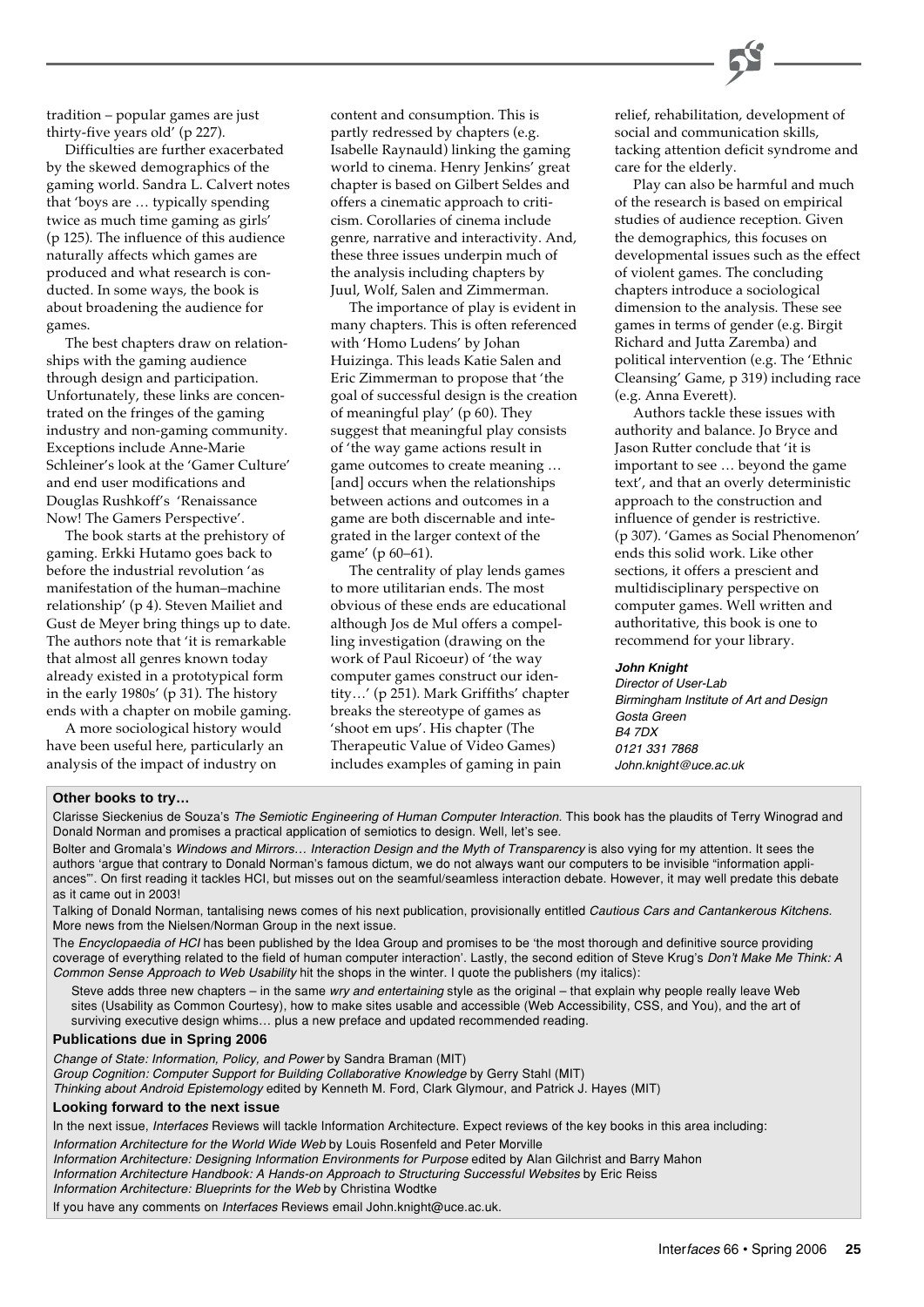tradition – popular games are just thirty-five years old' (p 227).

Difficulties are further exacerbated by the skewed demographics of the gaming world. Sandra L. Calvert notes that 'boys are … typically spending twice as much time gaming as girls' (p 125). The influence of this audience naturally affects which games are produced and what research is conducted. In some ways, the book is about broadening the audience for games.

The best chapters draw on relationships with the gaming audience through design and participation. Unfortunately, these links are concentrated on the fringes of the gaming industry and non-gaming community. Exceptions include Anne-Marie Schleiner's look at the 'Gamer Culture' and end user modifications and Douglas Rushkoff's 'Renaissance Now! The Gamers Perspective'.

The book starts at the prehistory of gaming. Erkki Hutamo goes back to before the industrial revolution 'as manifestation of the human–machine relationship' (p 4). Steven Mailiet and Gust de Meyer bring things up to date. The authors note that 'it is remarkable that almost all genres known today already existed in a prototypical form in the early 1980s' (p 31). The history ends with a chapter on mobile gaming.

A more sociological history would have been useful here, particularly an analysis of the impact of industry on content and consumption. This is partly redressed by chapters (e.g. Isabelle Raynauld) linking the gaming world to cinema. Henry Jenkins' great chapter is based on Gilbert Seldes and offers a cinematic approach to criticism. Corollaries of cinema include genre, narrative and interactivity. And, these three issues underpin much of the analysis including chapters by Juul, Wolf, Salen and Zimmerman.

The importance of play is evident in many chapters. This is often referenced with 'Homo Ludens' by Johan Huizinga. This leads Katie Salen and Eric Zimmerman to propose that 'the goal of successful design is the creation of meaningful play' (p 60). They suggest that meaningful play consists of 'the way game actions result in game outcomes to create meaning … [and] occurs when the relationships between actions and outcomes in a game are both discernable and integrated in the larger context of the game' (p 60–61).

The centrality of play lends games to more utilitarian ends. The most obvious of these ends are educational although Jos de Mul offers a compelling investigation (drawing on the work of Paul Ricoeur) of 'the way computer games construct our identity…' (p 251). Mark Griffiths' chapter breaks the stereotype of games as 'shoot em ups'. His chapter (The Therapeutic Value of Video Games) includes examples of gaming in pain relief, rehabilitation, development of social and communication skills, tacking attention deficit syndrome and care for the elderly.

Play can also be harmful and much of the research is based on empirical studies of audience reception. Given the demographics, this focuses on developmental issues such as the effect of violent games. The concluding chapters introduce a sociological dimension to the analysis. These see games in terms of gender (e.g. Birgit Richard and Jutta Zaremba) and political intervention (e.g. The 'Ethnic Cleansing' Game, p 319) including race (e.g. Anna Everett).

Authors tackle these issues with authority and balance. Jo Bryce and Jason Rutter conclude that 'it is important to see … beyond the game text', and that an overly deterministic approach to the construction and influence of gender is restrictive. (p 307). 'Games as Social Phenomenon' ends this solid work. Like other sections, it offers a prescient and multidisciplinary perspective on computer games. Well written and authoritative, this book is one to recommend for your library.

***John Knight***
*Director of User-Lab*
*Birmingham Institute of Art and Design*
*Gosta Green*
*B4 7DX*
*0121 331 7868*
*John.knight@uce.ac.uk*

**Other books to try…**

Clarisse Sieckenius de Souza's *The Semiotic Engineering of Human Computer Interaction*. This book has the plaudits of Terry Winograd and Donald Norman and promises a practical application of semiotics to design. Well, let's see.

Bolter and Gromala's *Windows and Mirrors… Interaction Design and the Myth of Transparency* is also vying for my attention. It sees the authors 'argue that contrary to Donald Norman's famous dictum, we do not always want our computers to be invisible "information appliances"'. On first reading it tackles HCI, but misses out on the seamful/seamless interaction debate. However, it may well predate this debate as it came out in 2003!

Talking of Donald Norman, tantalising news comes of his next publication, provisionally entitled *Cautious Cars and Cantankerous Kitchens*. More news from the Nielsen/Norman Group in the next issue.

The *Encyclopaedia of HCI* has been published by the Idea Group and promises to be 'the most thorough and definitive source providing coverage of everything related to the field of human computer interaction'. Lastly, the second edition of Steve Krug's *Don't Make Me Think: A Common Sense Approach to Web Usability* hit the shops in the winter. I quote the publishers (my italics):

> Steve adds three new chapters – in the same *wry and entertaining* style as the original – that explain why people really leave Web sites (Usability as Common Courtesy), how to make sites usable and accessible (Web Accessibility, CSS, and You), and the art of surviving executive design whims… plus a new preface and updated recommended reading.

**Publications due in Spring 2006**

*Change of State: Information, Policy, and Power* by Sandra Braman (MIT)
*Group Cognition: Computer Support for Building Collaborative Knowledge* by Gerry Stahl (MIT)
*Thinking about Android Epistemology* edited by Kenneth M. Ford, Clark Glymour, and Patrick J. Hayes (MIT)

**Looking forward to the next issue**

In the next issue, *Interfaces* Reviews will tackle Information Architecture. Expect reviews of the key books in this area including:

*Information Architecture for the World Wide Web* by Louis Rosenfeld and Peter Morville
*Information Architecture: Designing Information Environments for Purpose* edited by Alan Gilchrist and Barry Mahon
*Information Architecture Handbook: A Hands-on Approach to Structuring Successful Websites* by Eric Reiss
*Information Architecture: Blueprints for the Web* by Christina Wodtke

If you have any comments on *Interfaces* Reviews email John.knight@uce.ac.uk.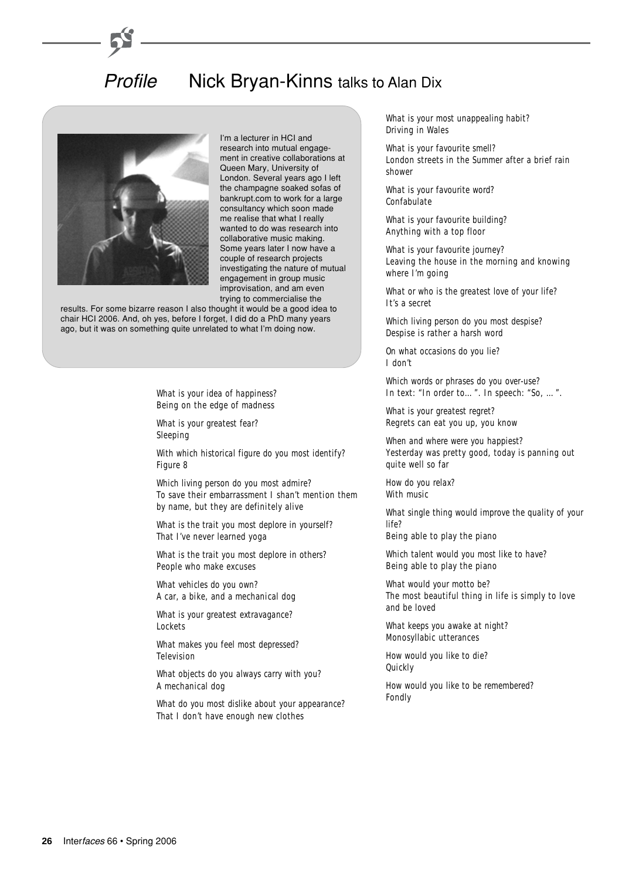# *Profile* Nick Bryan-Kinns talks to Alan Dix

I'm a lecturer in HCI and research into mutual engagement in creative collaborations at Queen Mary, University of London. Several years ago I left the champagne soaked sofas of bankrupt.com to work for a large consultancy which soon made me realise that what I really wanted to do was research into collaborative music making. Some years later I now have a couple of research projects investigating the nature of mutual engagement in group music improvisation, and am even trying to commercialise the results. For some bizarre reason I also thought it would be a good idea to chair HCI 2006. And, oh yes, before I forget, I did do a PhD many years ago, but it was on something quite unrelated to what I'm doing now.

*What is your idea of happiness?*
Being on the edge of madness

*What is your greatest fear?*
Sleeping

*With which historical figure do you most identify?*
Figure 8

*Which living person do you most admire?*
To save their embarrassment I shan't mention them by name, but they are definitely alive

*What is the trait you most deplore in yourself?*
That I've never learned yoga

*What is the trait you most deplore in others?*
People who make excuses

*What vehicles do you own?*
A car, a bike, and a mechanical dog

*What is your greatest extravagance?*
Lockets

*What makes you feel most depressed?*
Television

*What objects do you always carry with you?*
A mechanical dog

*What do you most dislike about your appearance?*
That I don't have enough new clothes

*What is your most unappealing habit?*
Driving in Wales

*What is your favourite smell?*
London streets in the Summer after a brief rain shower

*What is your favourite word?*
Confabulate

*What is your favourite building?*
Anything with a top floor

*What is your favourite journey?*
Leaving the house in the morning and knowing where I'm going

*What or who is the greatest love of your life?*
It's a secret

*Which living person do you most despise?*
Despise is rather a harsh word

*On what occasions do you lie?*
I don't

*Which words or phrases do you over-use?*
In text: "In order to…". In speech: "So, …".

*What is your greatest regret?*
Regrets can eat you up, you know

*When and where were you happiest?*
Yesterday was pretty good, today is panning out quite well so far

*How do you relax?*
With music

*What single thing would improve the quality of your life?*
Being able to play the piano

*Which talent would you most like to have?*
Being able to play the piano

*What would your motto be?*
The most beautiful thing in life is simply to love and be loved

*What keeps you awake at night?*
Monosyllabic utterances

*How would you like to die?*
Quickly

*How would you like to be remembered?*
Fondly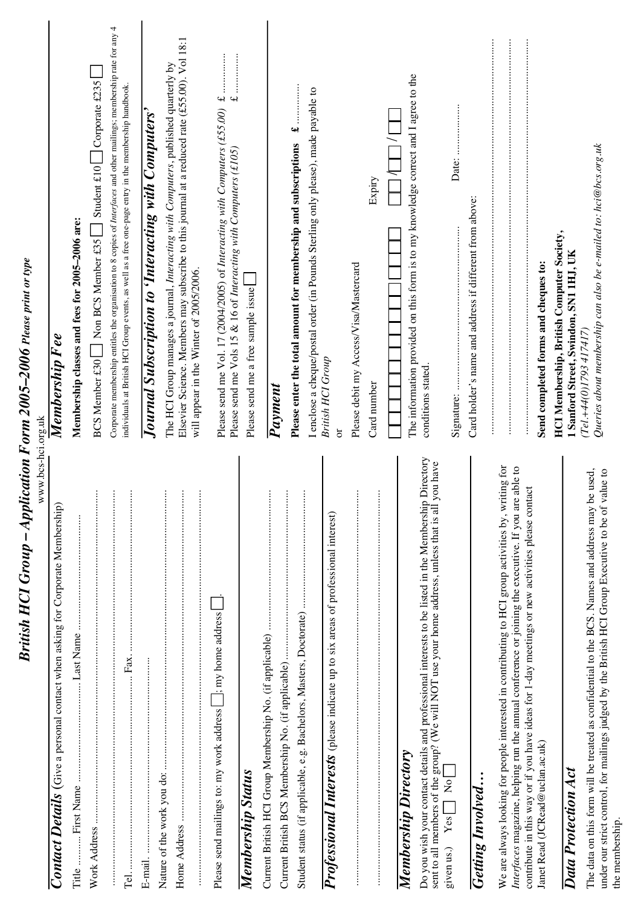# British HCI Group – Application Form 2005–2006 *Please print or type*

www.bcs-hci.org.uk

## Contact Details (Give a personal contact when asking for Corporate Membership)

Title ......... First Name ............................ Last Name ............................

Work Address ..........................................................................................

..............................................................................................................

Tel. ........................................................ Fax. ......................................

E-mail. ....................................................................................................

Nature of the work you do: ......................................................................

Home Address ..........................................................................................

..............................................................................................................

Please send mailings to: my work address ☐; my home address ☐.

## Membership Status

Current British HCI Group Membership No. (if applicable) ..........................

Current British BCS Membership No. (if applicable) ..................................

Student status (if applicable, e.g. Bachelors, Masters, Doctorate) ................

## Professional Interests (please indicate up to six areas of professional interest)

..............................................................................................................

..............................................................................................................

## Membership Directory

Do you wish your contact details and professional interests to be listed in the Membership Directory sent to all members of the group? (We will NOT use your home address, unless that is all you have given us.) Yes ☐ No ☐

## Getting Involved…

We are always looking for people interested in contributing to HCI group activities by, writing for *Interfaces* magazine, helping run the annual conference or joining the executive. If you are able to contribute in this way or if you have ideas for 1-day meetings or new activities please contact Janet Read (JCRead@uclan.ac.uk)

## Data Protection Act

The data on this form will be treated as confidential to the BCS. Names and address may be used, under our strict control, for mailings judged by the British HCI Group Executive to be of value to the membership.

## Membership Fee

**Membership classes and fees for 2005–2006 are:**

BCS Member £30 ☐ Non BCS Member £35 ☐ Student £10 ☐ Corporate £235 ☐

Corporate membership entitles the organisation to 8 copies of *Interfaces* and other mailings; membership rate for any 4 individuals at British HCI Group events, as well as a free one-page entry in the membership handbook.

## Journal Subscription to 'Interacting with Computers'

The HCI Group manages a journal, *Interacting with Computers*, published quarterly by Elsevier Science. Members may subscribe to this journal at a reduced rate (£55.00). Vol 18:1 will appear in the Winter of 2005/2006.

Please send me Vol. 17 (2004/2005) of *Interacting with Computers (£55.00)* £ ..............

Please send me Vols 15 & 16 of *Interacting with Computers (£105)* £ ..............

Please send me a free sample issue ☐

## Payment

**Please enter the total amount for membership and subscriptions £** ..............

I enclose a cheque/postal order (in Pounds Sterling only please), made payable to *British HCI Group*

or

Please debit my Access/Visa/Mastercard

Card number ☐☐☐☐☐☐☐☐☐☐☐☐☐☐☐☐ Expiry ☐☐/☐☐/☐☐

The information provided on this form is to my knowledge correct and I agree to the conditions stated.

Signature: .................................................... Date: ..................

Card holder's name and address if different from above:

..............................................................................................................

..............................................................................................................

..............................................................................................................

**Send completed forms and cheques to:**

**HCI Membership, British Computer Society,**
**1 Sanford Street, Swindon, SN1 1HJ, UK**
*(Tel.+44(0)1793 417417)*
*Queries about membership can also be e-mailed to: hci@bcs.org.uk*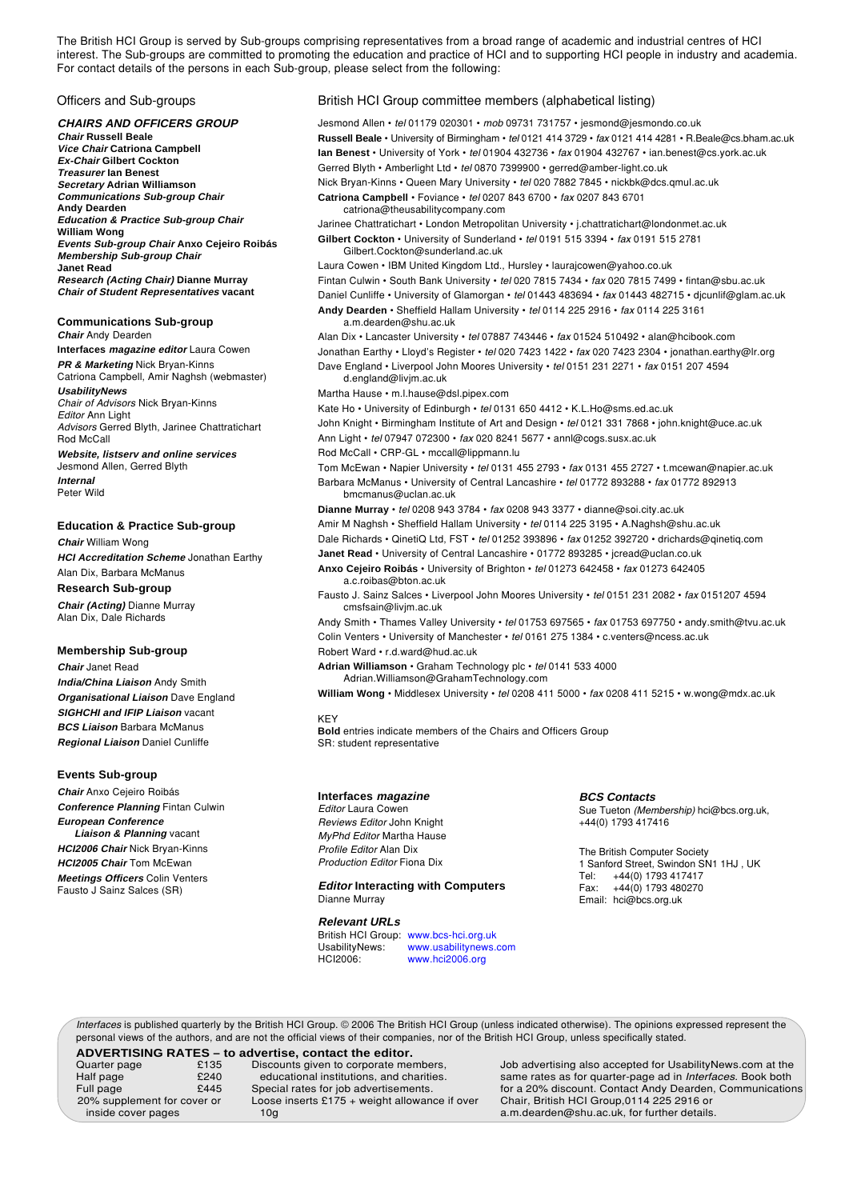The British HCI Group is served by Sub-groups comprising representatives from a broad range of academic and industrial centres of HCI interest. The Sub-groups are committed to promoting the education and practice of HCI and to supporting HCI people in industry and academia. For contact details of the persons in each Sub-group, please select from the following:

## Officers and Sub-groups

### CHAIRS AND OFFICERS GROUP

***Chair*** **Russell Beale**
***Vice Chair*** **Catriona Campbell**
***Ex-Chair*** **Gilbert Cockton**
***Treasurer*** **Ian Benest**
***Secretary*** **Adrian Williamson**
***Communications Sub-group Chair*** **Andy Dearden**
***Education & Practice Sub-group Chair*** **William Wong**
***Events Sub-group Chair*** **Anxo Cejeiro Roibás**
***Membership Sub-group Chair*** **Janet Read**
***Research (Acting Chair)*** **Dianne Murray**
***Chair of Student Representatives*** **vacant**

### Communications Sub-group

***Chair*** Andy Dearden
**Interfaces *magazine editor*** Laura Cowen
***PR & Marketing*** Nick Bryan-Kinns
Catriona Campbell, Amir Naghsh (webmaster)
***UsabilityNews***
*Chair of Advisors* Nick Bryan-Kinns
*Editor* Ann Light
*Advisors* Gerred Blyth, Jarinee Chattratichart
Rod McCall
***Website, listserv and online services***
Jesmond Allen, Gerred Blyth
***Internal***
Peter Wild

### Education & Practice Sub-group

***Chair*** William Wong
***HCI Accreditation Scheme*** Jonathan Earthy
Alan Dix, Barbara McManus

### Research Sub-group

***Chair (Acting)*** Dianne Murray
Alan Dix, Dale Richards

### Membership Sub-group

***Chair*** Janet Read
***India/China Liaison*** Andy Smith
***Organisational Liaison*** Dave England
***SIGHCHI and IFIP Liaison*** vacant
***BCS Liaison*** Barbara McManus
***Regional Liaison*** Daniel Cunliffe

### Events Sub-group

***Chair*** Anxo Cejeiro Roibás
***Conference Planning*** Fintan Culwin
***European Conference Liaison & Planning*** vacant
***HCI2006 Chair*** Nick Bryan-Kinns
***HCI2005 Chair*** Tom McEwan
***Meetings Officers*** Colin Venters
Fausto J Sainz Salces (SR)

## British HCI Group committee members (alphabetical listing)

Jesmond Allen • *tel* 01179 020301 • *mob* 09731 731757 • jesmond@jesmondo.co.uk
**Russell Beale** • University of Birmingham • *tel* 0121 414 3729 • *fax* 0121 414 4281 • R.Beale@cs.bham.ac.uk
**Ian Benest** • University of York • *tel* 01904 432736 • *fax* 01904 432767 • ian.benest@cs.york.ac.uk
Gerred Blyth • Amberlight Ltd • *tel* 0870 7399900 • gerred@amber-light.co.uk
Nick Bryan-Kinns • Queen Mary University • *tel* 020 7882 7845 • nickbk@dcs.qmul.ac.uk
**Catriona Campbell** • Foviance • *tel* 0207 843 6700 • *fax* 0207 843 6701 catriona@theusabilitycompany.com
Jarinee Chattratichart • London Metropolitan University • j.chattratichart@londonmet.ac.uk
**Gilbert Cockton** • University of Sunderland • *tel* 0191 515 3394 • *fax* 0191 515 2781 Gilbert.Cockton@sunderland.ac.uk
Laura Cowen • IBM United Kingdom Ltd., Hursley • laurajcowen@yahoo.co.uk
Fintan Culwin • South Bank University • *tel* 020 7815 7434 • *fax* 020 7815 7499 • fintan@sbu.ac.uk
Daniel Cunliffe • University of Glamorgan • *tel* 01443 483694 • *fax* 01443 482715 • djcunlif@glam.ac.uk
**Andy Dearden** • Sheffield Hallam University • *tel* 0114 225 2916 • *fax* 0114 225 3161 a.m.dearden@shu.ac.uk
Alan Dix • Lancaster University • *tel* 07887 743446 • *fax* 01524 510492 • alan@hcibook.com
Jonathan Earthy • Lloyd's Register • *tel* 020 7423 1422 • *fax* 020 7423 2304 • jonathan.earthy@lr.org
Dave England • Liverpool John Moores University • *tel* 0151 231 2271 • *fax* 0151 207 4594 d.england@livjm.ac.uk
Martha Hause • m.l.hause@dsl.pipex.com
Kate Ho • University of Edinburgh • *tel* 0131 650 4412 • K.L.Ho@sms.ed.ac.uk
John Knight • Birmingham Institute of Art and Design • *tel* 0121 331 7868 • john.knight@uce.ac.uk
Ann Light • *tel* 07947 072300 • *fax* 020 8241 5677 • annl@cogs.susx.ac.uk
Rod McCall • CRP-GL • mccall@lippmann.lu
Tom McEwan • Napier University • *tel* 0131 455 2793 • *fax* 0131 455 2727 • t.mcewan@napier.ac.uk
Barbara McManus • University of Central Lancashire • *tel* 01772 893288 • *fax* 01772 892913 bmcmanus@uclan.ac.uk
**Dianne Murray** • *tel* 0208 943 3784 • *fax* 0208 943 3377 • dianne@soi.city.ac.uk
Amir M Naghsh • Sheffield Hallam University • *tel* 0114 225 3195 • A.Naghsh@shu.ac.uk
Dale Richards • QinetiQ Ltd, FST • *tel* 01252 393896 • *fax* 01252 392720 • drichards@qinetiq.com
**Janet Read** • University of Central Lancashire • 01772 893285 • jcread@uclan.co.uk
**Anxo Cejeiro Roibás** • University of Brighton • *tel* 01273 642458 • *fax* 01273 642405 a.c.roibas@bton.ac.uk
Fausto J. Sainz Salces • Liverpool John Moores University • *tel* 0151 231 2082 • *fax* 0151207 4594 cmsfsain@livjm.ac.uk
Andy Smith • Thames Valley University • *tel* 01753 697565 • *fax* 01753 697750 • andy.smith@tvu.ac.uk
Colin Venters • University of Manchester • *tel* 0161 275 1384 • c.venters@ncess.ac.uk
Robert Ward • r.d.ward@hud.ac.uk
**Adrian Williamson** • Graham Technology plc • *tel* 0141 533 4000 Adrian.Williamson@GrahamTechnology.com
**William Wong** • Middlesex University • *tel* 0208 411 5000 • *fax* 0208 411 5215 • w.wong@mdx.ac.uk

KEY
**Bold** entries indicate members of the Chairs and Officers Group
SR: student representative

### Interfaces *magazine*

*Editor* Laura Cowen
*Reviews Editor* John Knight
*MyPhd Editor* Martha Hause
*Profile Editor* Alan Dix
*Production Editor* Fiona Dix

### *Editor* Interacting with Computers

Dianne Murray

### *Relevant URLs*

British HCI Group: www.bcs-hci.org.uk
UsabilityNews: www.usabilitynews.com
HCI2006: www.hci2006.org

### *BCS Contacts*

Sue Tueton *(Membership)* hci@bcs.org.uk, +44(0) 1793 417416

The British Computer Society
1 Sanford Street, Swindon SN1 1HJ , UK
Tel: +44(0) 1793 417417
Fax: +44(0) 1793 480270
Email: hci@bcs.org.uk

*Interfaces* is published quarterly by the British HCI Group. © 2006 The British HCI Group (unless indicated otherwise). The opinions expressed represent the personal views of the authors, and are not the official views of their companies, nor of the British HCI Group, unless specifically stated.

**ADVERTISING RATES – to advertise, contact the editor.**

| | |
|---|---|
| Quarter page | £135 |
| Half page | £240 |
| Full page | £445 |
| 20% supplement for cover or inside cover pages | |

Discounts given to corporate members, educational institutions, and charities.
Special rates for job advertisements.
Loose inserts £175 + weight allowance if over 10g

Job advertising also accepted for UsabilityNews.com at the same rates as for quarter-page ad in *Interfaces*. Book both for a 20% discount. Contact Andy Dearden, Communications Chair, British HCI Group,0114 225 2916 or a.m.dearden@shu.ac.uk, for further details.